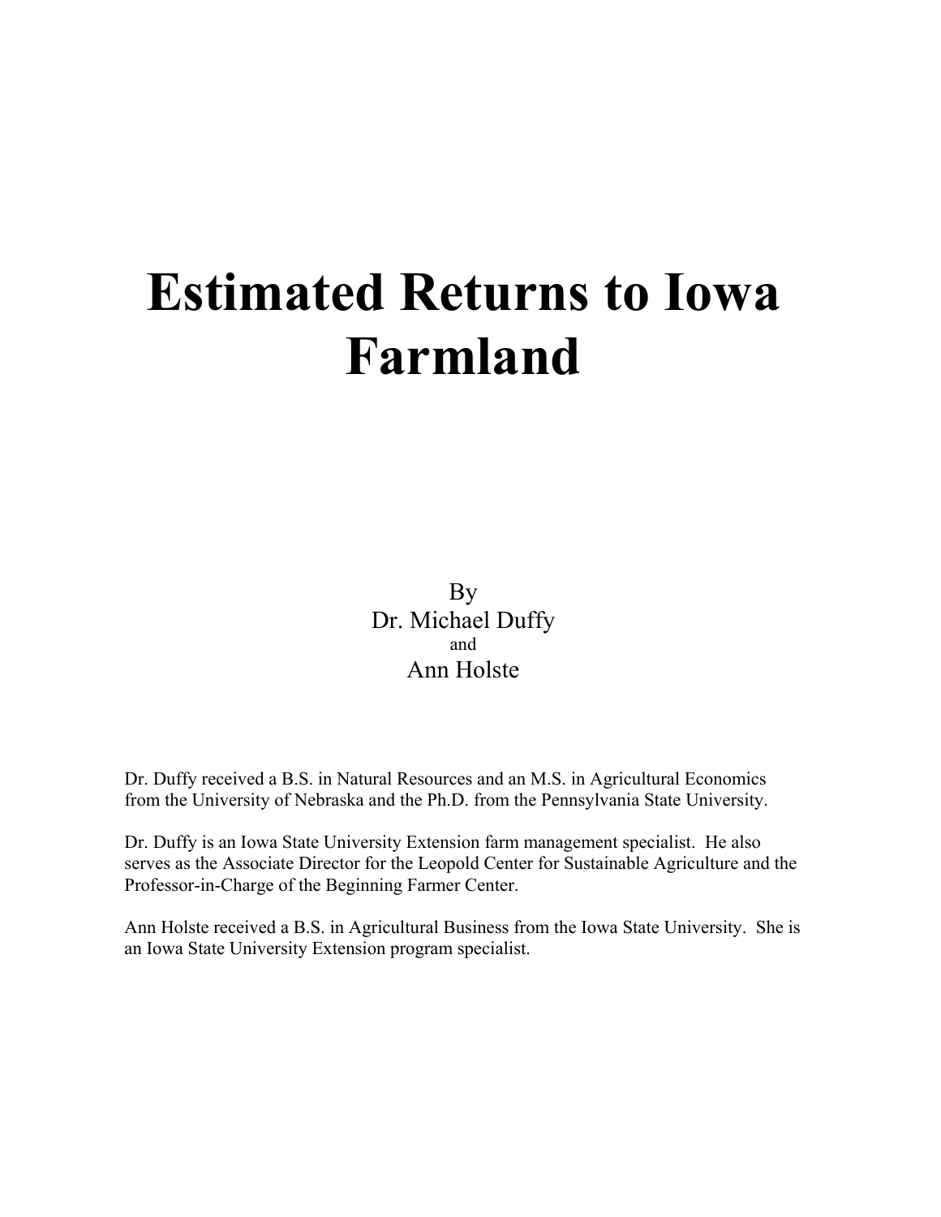# Estimated Returns to Iowa Farmland

By
Dr. Michael Duffy
and
Ann Holste

Dr. Duffy received a B.S. in Natural Resources and an M.S. in Agricultural Economics from the University of Nebraska and the Ph.D. from the Pennsylvania State University.

Dr. Duffy is an Iowa State University Extension farm management specialist. He also serves as the Associate Director for the Leopold Center for Sustainable Agriculture and the Professor-in-Charge of the Beginning Farmer Center.

Ann Holste received a B.S. in Agricultural Business from the Iowa State University. She is an Iowa State University Extension program specialist.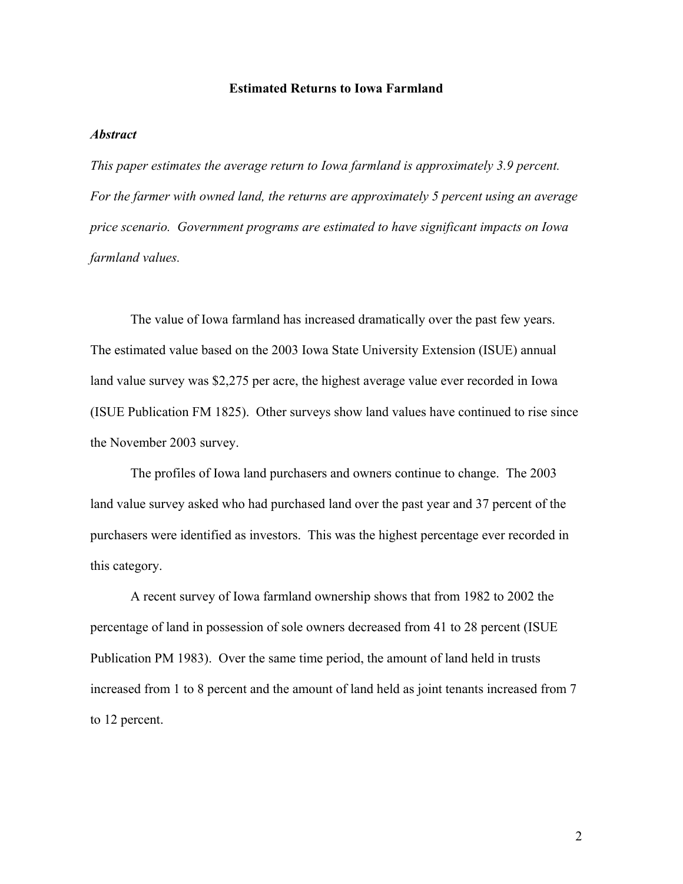# Estimated Returns to Iowa Farmland

### *Abstract*

*This paper estimates the average return to Iowa farmland is approximately 3.9 percent. For the farmer with owned land, the returns are approximately 5 percent using an average price scenario. Government programs are estimated to have significant impacts on Iowa farmland values.*

The value of Iowa farmland has increased dramatically over the past few years. The estimated value based on the 2003 Iowa State University Extension (ISUE) annual land value survey was $2,275 per acre, the highest average value ever recorded in Iowa (ISUE Publication FM 1825). Other surveys show land values have continued to rise since the November 2003 survey.

The profiles of Iowa land purchasers and owners continue to change. The 2003 land value survey asked who had purchased land over the past year and 37 percent of the purchasers were identified as investors. This was the highest percentage ever recorded in this category.

A recent survey of Iowa farmland ownership shows that from 1982 to 2002 the percentage of land in possession of sole owners decreased from 41 to 28 percent (ISUE Publication PM 1983). Over the same time period, the amount of land held in trusts increased from 1 to 8 percent and the amount of land held as joint tenants increased from 7 to 12 percent.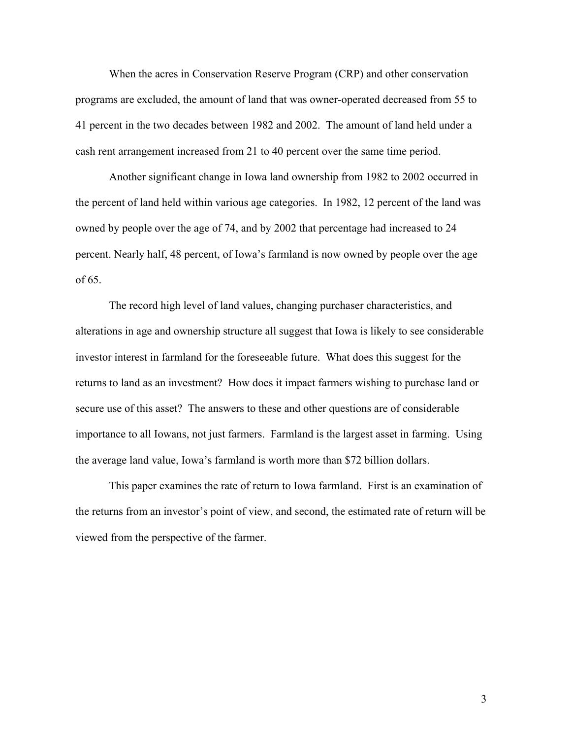When the acres in Conservation Reserve Program (CRP) and other conservation programs are excluded, the amount of land that was owner-operated decreased from 55 to 41 percent in the two decades between 1982 and 2002. The amount of land held under a cash rent arrangement increased from 21 to 40 percent over the same time period.

Another significant change in Iowa land ownership from 1982 to 2002 occurred in the percent of land held within various age categories. In 1982, 12 percent of the land was owned by people over the age of 74, and by 2002 that percentage had increased to 24 percent. Nearly half, 48 percent, of Iowa's farmland is now owned by people over the age of 65.

The record high level of land values, changing purchaser characteristics, and alterations in age and ownership structure all suggest that Iowa is likely to see considerable investor interest in farmland for the foreseeable future. What does this suggest for the returns to land as an investment? How does it impact farmers wishing to purchase land or secure use of this asset? The answers to these and other questions are of considerable importance to all Iowans, not just farmers. Farmland is the largest asset in farming. Using the average land value, Iowa's farmland is worth more than $72 billion dollars.

This paper examines the rate of return to Iowa farmland. First is an examination of the returns from an investor's point of view, and second, the estimated rate of return will be viewed from the perspective of the farmer.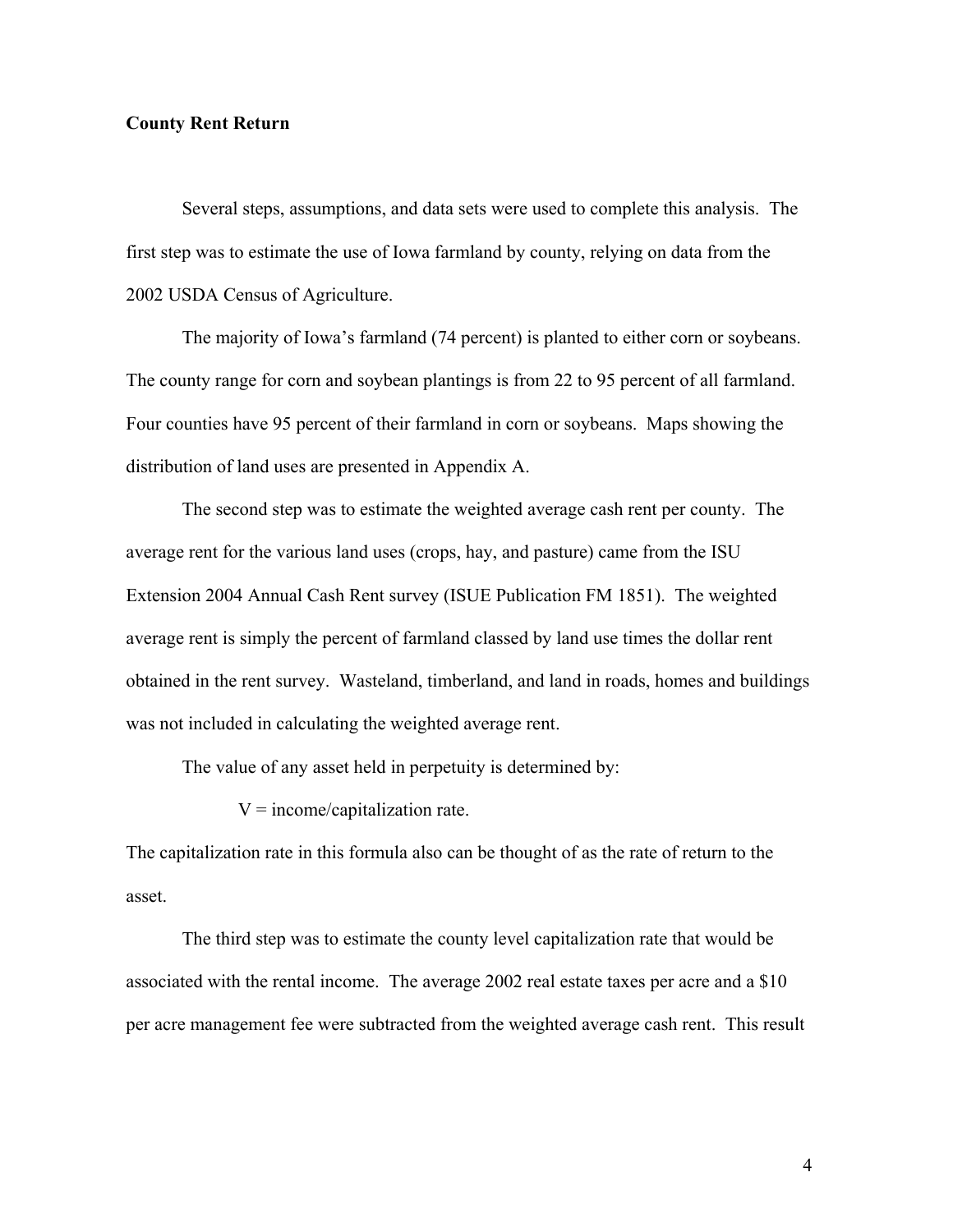**County Rent Return**

Several steps, assumptions, and data sets were used to complete this analysis. The first step was to estimate the use of Iowa farmland by county, relying on data from the 2002 USDA Census of Agriculture.

The majority of Iowa's farmland (74 percent) is planted to either corn or soybeans. The county range for corn and soybean plantings is from 22 to 95 percent of all farmland. Four counties have 95 percent of their farmland in corn or soybeans. Maps showing the distribution of land uses are presented in Appendix A.

The second step was to estimate the weighted average cash rent per county. The average rent for the various land uses (crops, hay, and pasture) came from the ISU Extension 2004 Annual Cash Rent survey (ISUE Publication FM 1851). The weighted average rent is simply the percent of farmland classed by land use times the dollar rent obtained in the rent survey. Wasteland, timberland, and land in roads, homes and buildings was not included in calculating the weighted average rent.

The value of any asset held in perpetuity is determined by:

$$V = \text{income}/\text{capitalization rate}.$$

The capitalization rate in this formula also can be thought of as the rate of return to the asset.

The third step was to estimate the county level capitalization rate that would be associated with the rental income. The average 2002 real estate taxes per acre and a $10 per acre management fee were subtracted from the weighted average cash rent. This result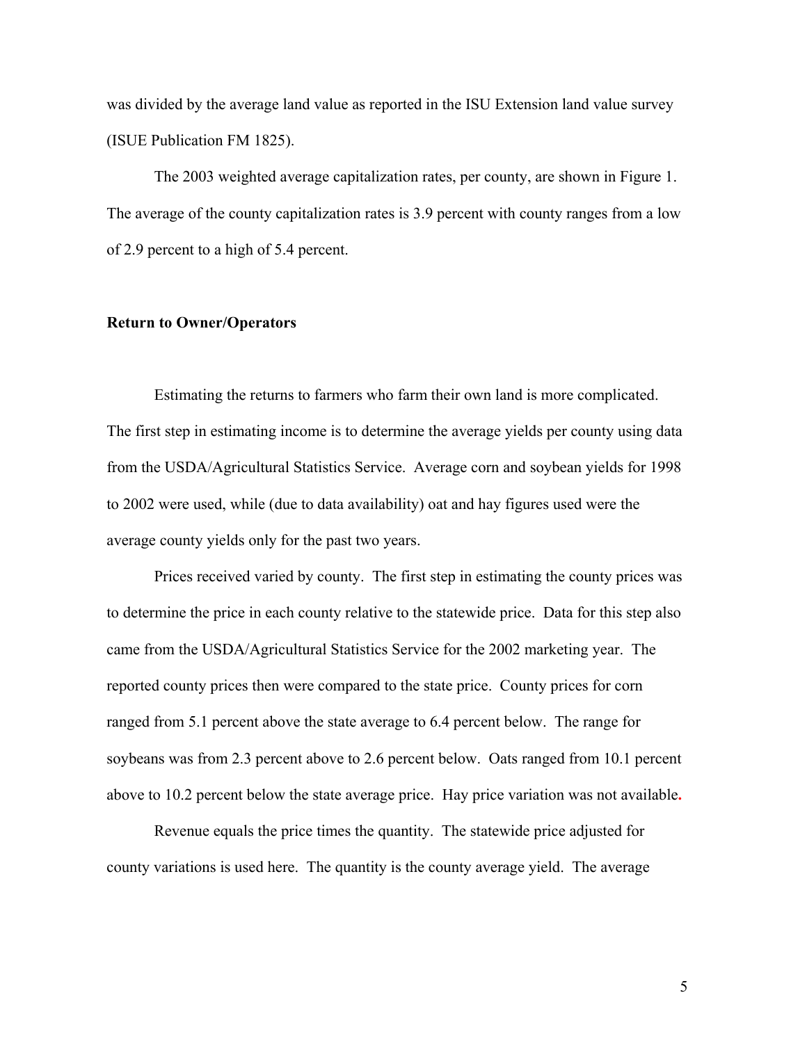was divided by the average land value as reported in the ISU Extension land value survey (ISUE Publication FM 1825).

The 2003 weighted average capitalization rates, per county, are shown in Figure 1. The average of the county capitalization rates is 3.9 percent with county ranges from a low of 2.9 percent to a high of 5.4 percent.

**Return to Owner/Operators**

Estimating the returns to farmers who farm their own land is more complicated. The first step in estimating income is to determine the average yields per county using data from the USDA/Agricultural Statistics Service. Average corn and soybean yields for 1998 to 2002 were used, while (due to data availability) oat and hay figures used were the average county yields only for the past two years.

Prices received varied by county. The first step in estimating the county prices was to determine the price in each county relative to the statewide price. Data for this step also came from the USDA/Agricultural Statistics Service for the 2002 marketing year. The reported county prices then were compared to the state price. County prices for corn ranged from 5.1 percent above the state average to 6.4 percent below. The range for soybeans was from 2.3 percent above to 2.6 percent below. Oats ranged from 10.1 percent above to 10.2 percent below the state average price. Hay price variation was not available.

Revenue equals the price times the quantity. The statewide price adjusted for county variations is used here. The quantity is the county average yield. The average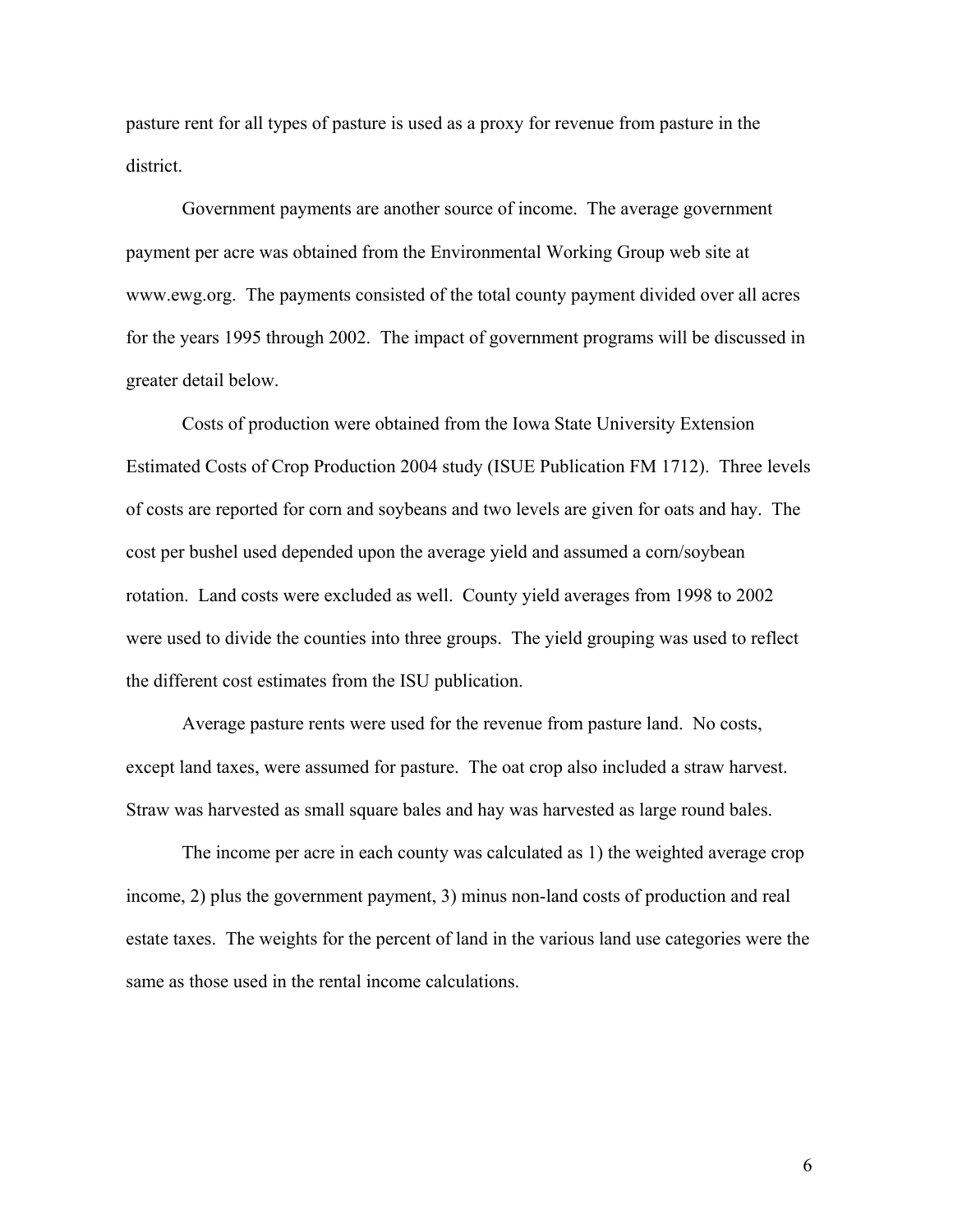pasture rent for all types of pasture is used as a proxy for revenue from pasture in the district.

Government payments are another source of income. The average government payment per acre was obtained from the Environmental Working Group web site at www.ewg.org. The payments consisted of the total county payment divided over all acres for the years 1995 through 2002. The impact of government programs will be discussed in greater detail below.

Costs of production were obtained from the Iowa State University Extension Estimated Costs of Crop Production 2004 study (ISUE Publication FM 1712). Three levels of costs are reported for corn and soybeans and two levels are given for oats and hay. The cost per bushel used depended upon the average yield and assumed a corn/soybean rotation. Land costs were excluded as well. County yield averages from 1998 to 2002 were used to divide the counties into three groups. The yield grouping was used to reflect the different cost estimates from the ISU publication.

Average pasture rents were used for the revenue from pasture land. No costs, except land taxes, were assumed for pasture. The oat crop also included a straw harvest. Straw was harvested as small square bales and hay was harvested as large round bales.

The income per acre in each county was calculated as 1) the weighted average crop income, 2) plus the government payment, 3) minus non-land costs of production and real estate taxes. The weights for the percent of land in the various land use categories were the same as those used in the rental income calculations.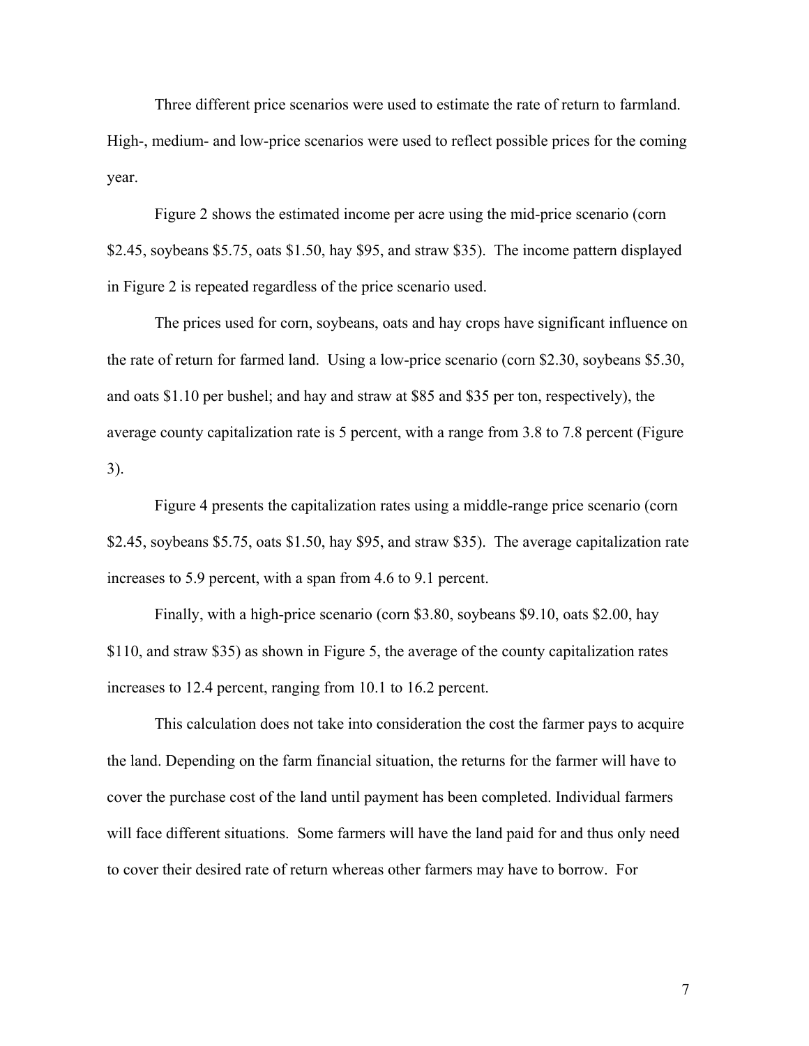Three different price scenarios were used to estimate the rate of return to farmland. High-, medium- and low-price scenarios were used to reflect possible prices for the coming year.

Figure 2 shows the estimated income per acre using the mid-price scenario (corn $2.45, soybeans $5.75, oats $1.50, hay $95, and straw $35). The income pattern displayed in Figure 2 is repeated regardless of the price scenario used.

The prices used for corn, soybeans, oats and hay crops have significant influence on the rate of return for farmed land. Using a low-price scenario (corn $2.30, soybeans $5.30, and oats $1.10 per bushel; and hay and straw at $85 and $35 per ton, respectively), the average county capitalization rate is 5 percent, with a range from 3.8 to 7.8 percent (Figure 3).

Figure 4 presents the capitalization rates using a middle-range price scenario (corn $2.45, soybeans $5.75, oats $1.50, hay $95, and straw $35). The average capitalization rate increases to 5.9 percent, with a span from 4.6 to 9.1 percent.

Finally, with a high-price scenario (corn $3.80, soybeans $9.10, oats $2.00, hay $110, and straw $35) as shown in Figure 5, the average of the county capitalization rates increases to 12.4 percent, ranging from 10.1 to 16.2 percent.

This calculation does not take into consideration the cost the farmer pays to acquire the land. Depending on the farm financial situation, the returns for the farmer will have to cover the purchase cost of the land until payment has been completed. Individual farmers will face different situations. Some farmers will have the land paid for and thus only need to cover their desired rate of return whereas other farmers may have to borrow. For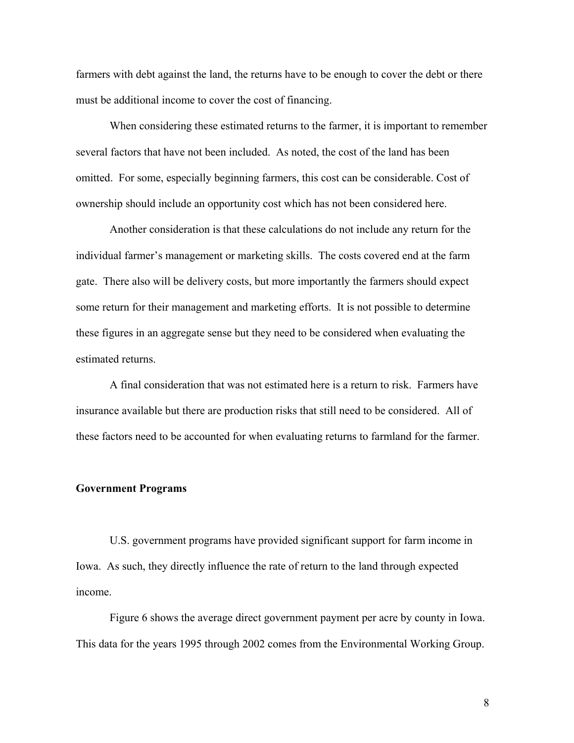farmers with debt against the land, the returns have to be enough to cover the debt or there must be additional income to cover the cost of financing.

When considering these estimated returns to the farmer, it is important to remember several factors that have not been included. As noted, the cost of the land has been omitted. For some, especially beginning farmers, this cost can be considerable. Cost of ownership should include an opportunity cost which has not been considered here.

Another consideration is that these calculations do not include any return for the individual farmer's management or marketing skills. The costs covered end at the farm gate. There also will be delivery costs, but more importantly the farmers should expect some return for their management and marketing efforts. It is not possible to determine these figures in an aggregate sense but they need to be considered when evaluating the estimated returns.

A final consideration that was not estimated here is a return to risk. Farmers have insurance available but there are production risks that still need to be considered. All of these factors need to be accounted for when evaluating returns to farmland for the farmer.

## Government Programs

U.S. government programs have provided significant support for farm income in Iowa. As such, they directly influence the rate of return to the land through expected income.

Figure 6 shows the average direct government payment per acre by county in Iowa. This data for the years 1995 through 2002 comes from the Environmental Working Group.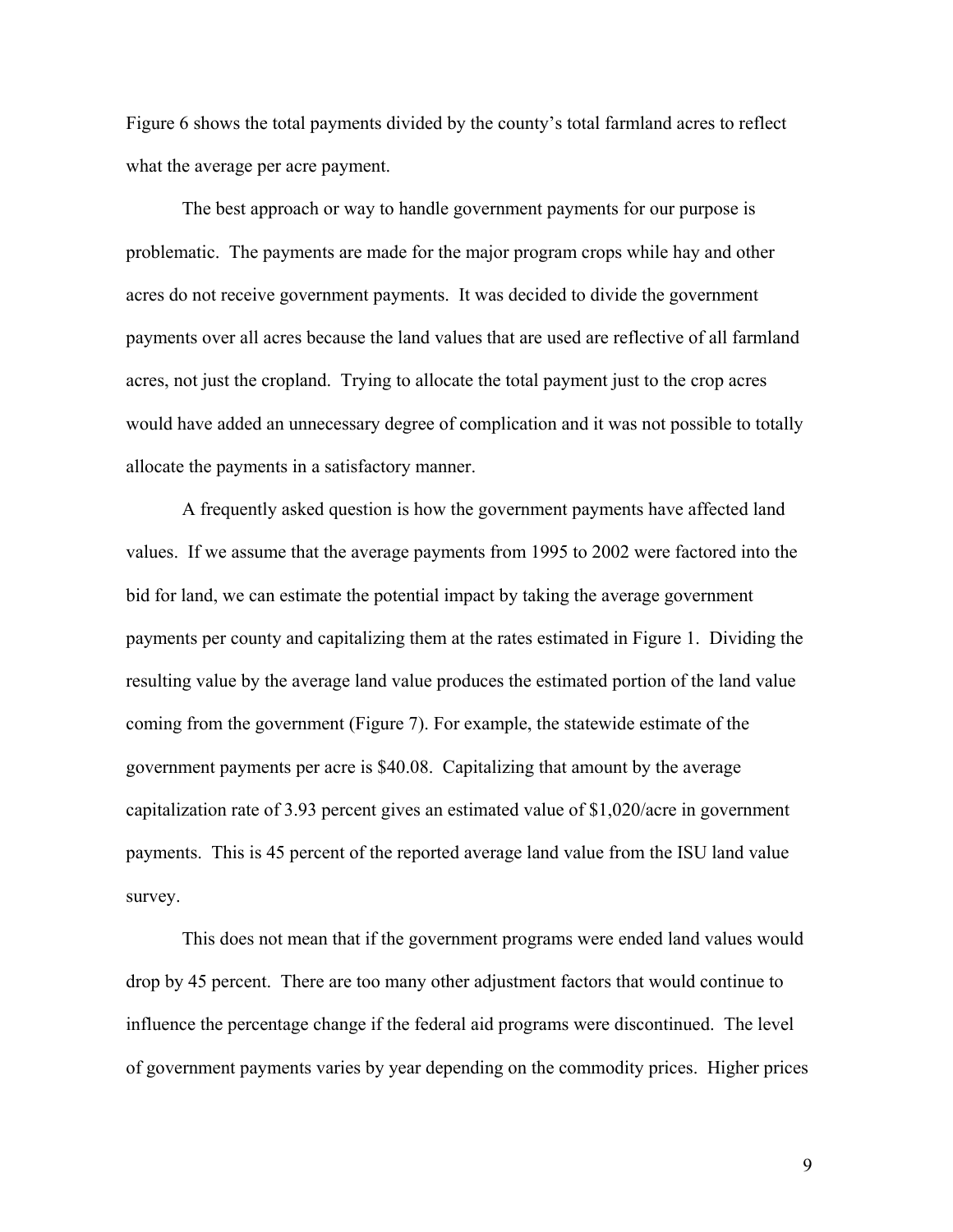Figure 6 shows the total payments divided by the county's total farmland acres to reflect what the average per acre payment.

The best approach or way to handle government payments for our purpose is problematic. The payments are made for the major program crops while hay and other acres do not receive government payments. It was decided to divide the government payments over all acres because the land values that are used are reflective of all farmland acres, not just the cropland. Trying to allocate the total payment just to the crop acres would have added an unnecessary degree of complication and it was not possible to totally allocate the payments in a satisfactory manner.

A frequently asked question is how the government payments have affected land values. If we assume that the average payments from 1995 to 2002 were factored into the bid for land, we can estimate the potential impact by taking the average government payments per county and capitalizing them at the rates estimated in Figure 1. Dividing the resulting value by the average land value produces the estimated portion of the land value coming from the government (Figure 7). For example, the statewide estimate of the government payments per acre is $40.08. Capitalizing that amount by the average capitalization rate of 3.93 percent gives an estimated value of $1,020/acre in government payments. This is 45 percent of the reported average land value from the ISU land value survey.

This does not mean that if the government programs were ended land values would drop by 45 percent. There are too many other adjustment factors that would continue to influence the percentage change if the federal aid programs were discontinued. The level of government payments varies by year depending on the commodity prices. Higher prices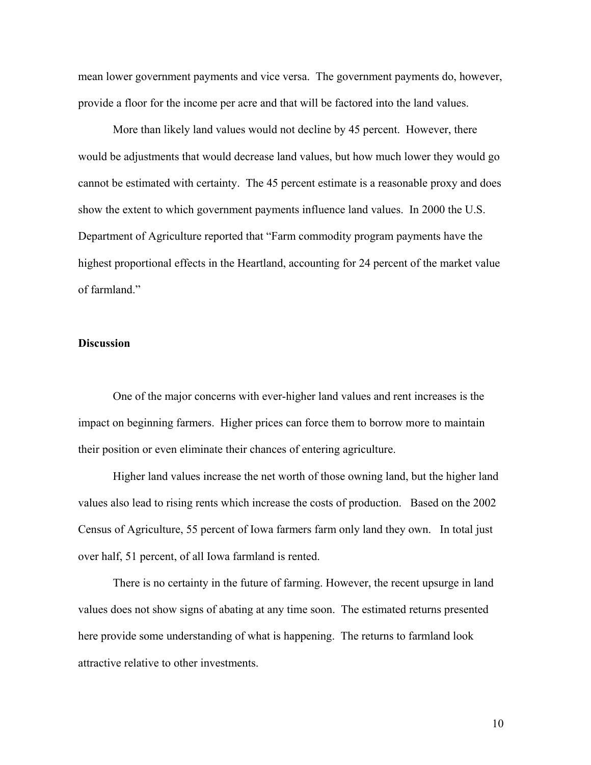mean lower government payments and vice versa. The government payments do, however, provide a floor for the income per acre and that will be factored into the land values.

More than likely land values would not decline by 45 percent. However, there would be adjustments that would decrease land values, but how much lower they would go cannot be estimated with certainty. The 45 percent estimate is a reasonable proxy and does show the extent to which government payments influence land values. In 2000 the U.S. Department of Agriculture reported that "Farm commodity program payments have the highest proportional effects in the Heartland, accounting for 24 percent of the market value of farmland."

**Discussion**

One of the major concerns with ever-higher land values and rent increases is the impact on beginning farmers. Higher prices can force them to borrow more to maintain their position or even eliminate their chances of entering agriculture.

Higher land values increase the net worth of those owning land, but the higher land values also lead to rising rents which increase the costs of production. Based on the 2002 Census of Agriculture, 55 percent of Iowa farmers farm only land they own. In total just over half, 51 percent, of all Iowa farmland is rented.

There is no certainty in the future of farming. However, the recent upsurge in land values does not show signs of abating at any time soon. The estimated returns presented here provide some understanding of what is happening. The returns to farmland look attractive relative to other investments.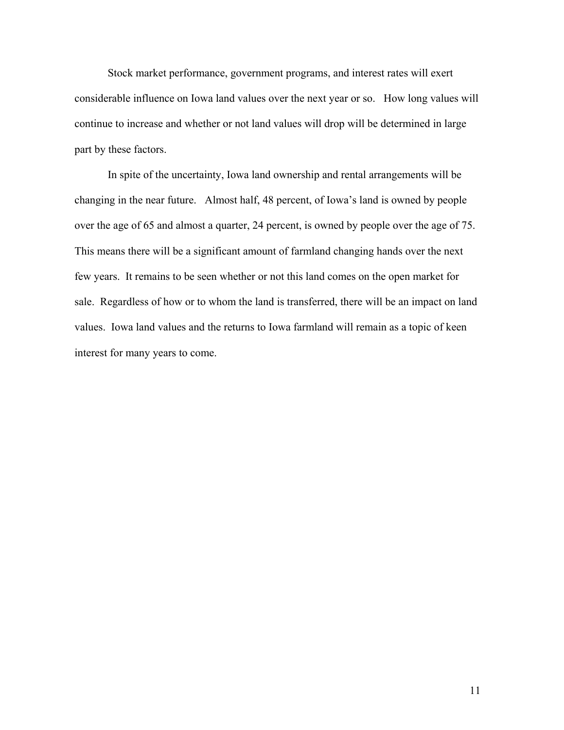Stock market performance, government programs, and interest rates will exert considerable influence on Iowa land values over the next year or so. How long values will continue to increase and whether or not land values will drop will be determined in large part by these factors.

In spite of the uncertainty, Iowa land ownership and rental arrangements will be changing in the near future. Almost half, 48 percent, of Iowa's land is owned by people over the age of 65 and almost a quarter, 24 percent, is owned by people over the age of 75. This means there will be a significant amount of farmland changing hands over the next few years. It remains to be seen whether or not this land comes on the open market for sale. Regardless of how or to whom the land is transferred, there will be an impact on land values. Iowa land values and the returns to Iowa farmland will remain as a topic of keen interest for many years to come.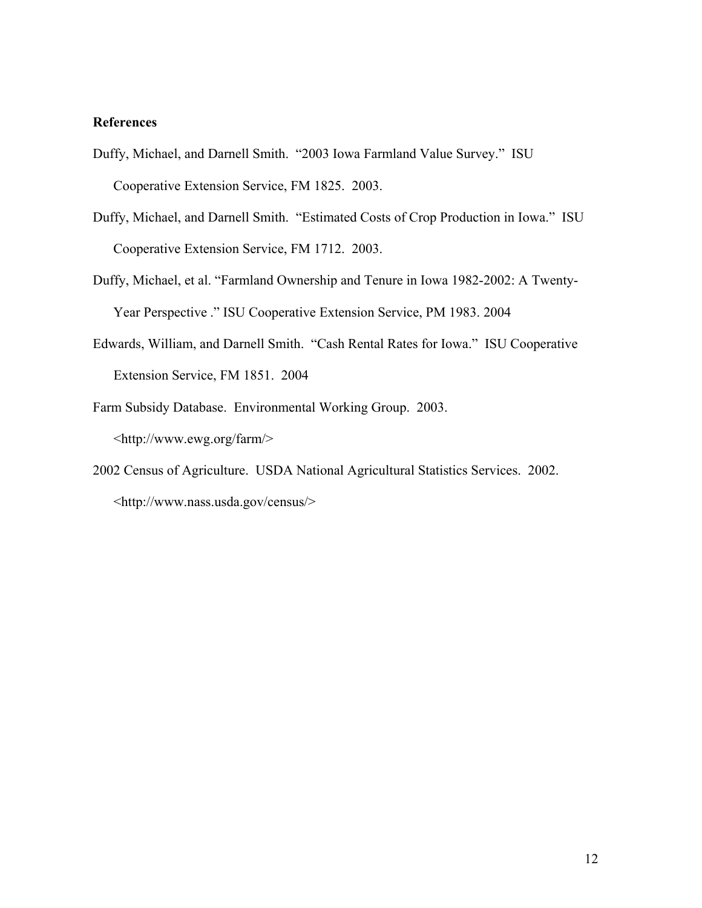**References**

Duffy, Michael, and Darnell Smith. "2003 Iowa Farmland Value Survey." ISU Cooperative Extension Service, FM 1825. 2003.

Duffy, Michael, and Darnell Smith. "Estimated Costs of Crop Production in Iowa." ISU Cooperative Extension Service, FM 1712. 2003.

Duffy, Michael, et al. "Farmland Ownership and Tenure in Iowa 1982-2002: A Twenty-Year Perspective ." ISU Cooperative Extension Service, PM 1983. 2004

Edwards, William, and Darnell Smith. "Cash Rental Rates for Iowa." ISU Cooperative Extension Service, FM 1851. 2004

Farm Subsidy Database. Environmental Working Group. 2003. <http://www.ewg.org/farm/>

2002 Census of Agriculture. USDA National Agricultural Statistics Services. 2002. <http://www.nass.usda.gov/census/>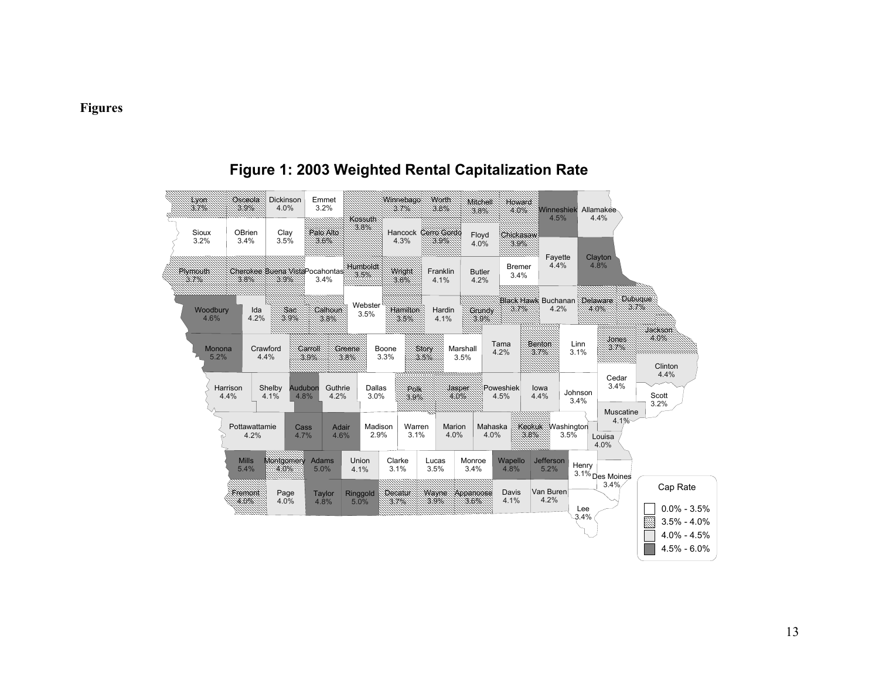**Figures**

**Figure 1: 2003 Weighted Rental Capitalization Rate**

| County | Cap Rate |
|---|---|
| Lyon | 3.7% |
| Osceola | 3.9% |
| Dickinson | 4.0% |
| Emmet | 3.2% |
| Kossuth | 3.8% |
| Winnebago | 3.7% |
| Worth | 3.8% |
| Mitchell | 3.8% |
| Howard | 4.0% |
| Winneshiek | 4.5% |
| Allamakee | 4.4% |
| Sioux | 3.2% |
| OBrien | 3.4% |
| Clay | 3.5% |
| Palo Alto | 3.6% |
| Hancock | 4.3% |
| Cerro Gordo | 3.9% |
| Floyd | 4.0% |
| Chickasaw | 3.9% |
| Fayette | 4.4% |
| Clayton | 4.8% |
| Plymouth | 3.7% |
| Cherokee | 3.8% |
| Buena Vista | 3.9% |
| Pocahontas | 3.4% |
| Humboldt | 3.5% |
| Wright | 3.6% |
| Franklin | 4.1% |
| Butler | 4.2% |
| Bremer | 3.4% |
| Black Hawk | 3.7% |
| Buchanan | 4.2% |
| Delaware | 4.0% |
| Dubuque | 3.7% |
| Woodbury | 4.6% |
| Ida | 4.2% |
| Sac | 3.9% |
| Calhoun | 3.8% |
| Webster | 3.5% |
| Hamilton | 3.5% |
| Hardin | 4.1% |
| Grundy | 3.9% |
| Tama | 4.2% |
| Benton | 3.7% |
| Linn | 3.1% |
| Jones | 3.7% |
| Jackson | 4.0% |
| Monona | 5.2% |
| Crawford | 4.4% |
| Carroll | 3.9% |
| Greene | 3.8% |
| Boone | 3.3% |
| Story | 3.5% |
| Marshall | 3.5% |
| Clinton | 4.4% |
| Cedar | 3.4% |
| Harrison | 4.4% |
| Shelby | 4.1% |
| Audubon | 4.8% |
| Guthrie | 4.2% |
| Dallas | 3.0% |
| Polk | 3.9% |
| Jasper | 4.0% |
| Poweshiek | 4.5% |
| Iowa | 4.4% |
| Johnson | 3.4% |
| Scott | 3.2% |
| Muscatine | 4.1% |
| Pottawattamie | 4.2% |
| Cass | 4.7% |
| Adair | 4.6% |
| Madison | 2.9% |
| Warren | 3.1% |
| Marion | 4.0% |
| Mahaska | 4.0% |
| Keokuk | 3.8% |
| Washington | 3.5% |
| Louisa | 4.0% |
| Mills | 5.4% |
| Montgomery | 4.0% |
| Adams | 5.0% |
| Union | 4.1% |
| Clarke | 3.1% |
| Lucas | 3.5% |
| Monroe | 3.4% |
| Wapello | 4.8% |
| Jefferson | 5.2% |
| Henry | 3.1% |
| Des Moines | 3.4% |
| Fremont | 4.0% |
| Page | 4.0% |
| Taylor | 4.8% |
| Ringgold | 5.0% |
| Decatur | 3.7% |
| Wayne | 3.9% |
| Appanoose | 3.6% |
| Davis | 4.1% |
| Van Buren | 4.2% |
| Lee | 3.4% |

Cap Rate

- 0.0% - 3.5%
- 3.5% - 4.0%
- 4.0% - 4.5%
- 4.5% - 6.0%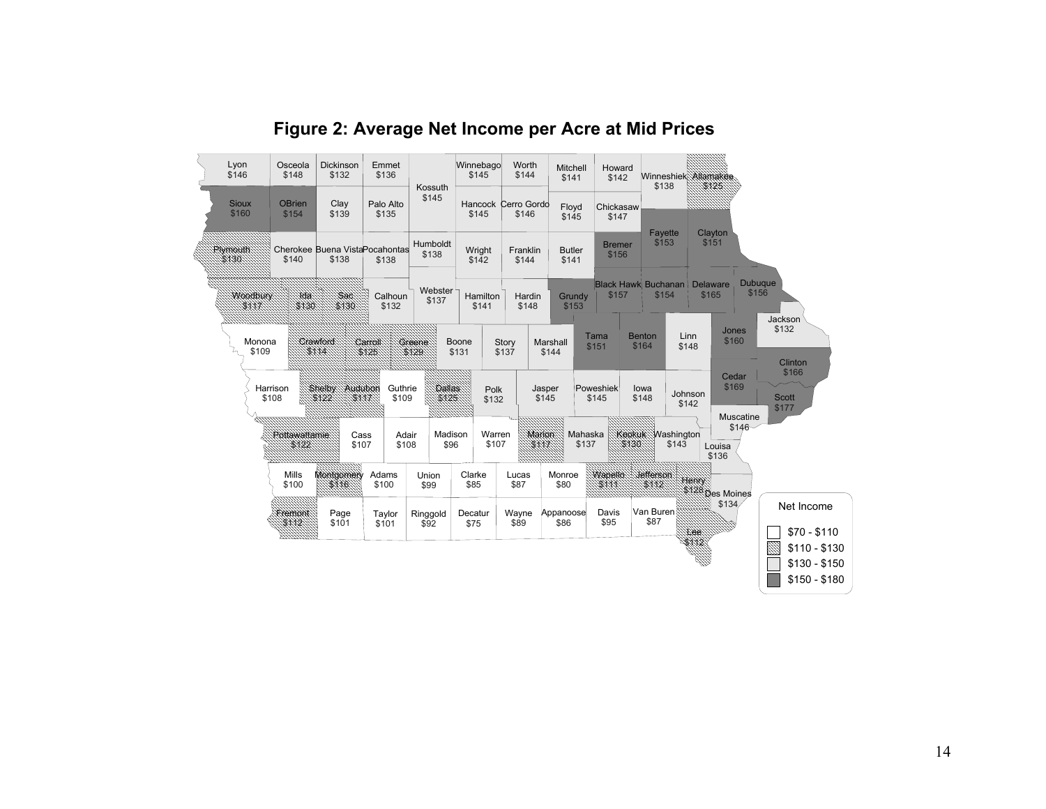**Figure 2: Average Net Income per Acre at Mid Prices**

| County | Net Income |
|---|---|
| Lyon | $146 |
| Osceola | $148 |
| Dickinson | $132 |
| Emmet | $136 |
| Kossuth | $145 |
| Winnebago | $145 |
| Worth | $144 |
| Mitchell | $141 |
| Howard | $142 |
| Winneshiek | $138 |
| Allamakee | $125 |
| Sioux | $160 |
| OBrien | $154 |
| Clay | $139 |
| Palo Alto | $135 |
| Hancock | $145 |
| Cerro Gordo | $146 |
| Floyd | $145 |
| Chickasaw | $147 |
| Plymouth | $130 |
| Cherokee | $140 |
| Buena Vista | $138 |
| Pocahontas | $138 |
| Humboldt | $138 |
| Wright | $142 |
| Franklin | $144 |
| Butler | $141 |
| Bremer | $156 |
| Fayette | $153 |
| Clayton | $151 |
| Woodbury | $117 |
| Ida | $130 |
| Sac | $130 |
| Calhoun | $132 |
| Webster | $137 |
| Hamilton | $141 |
| Hardin | $148 |
| Grundy | $153 |
| Black Hawk | $157 |
| Buchanan | $154 |
| Delaware | $165 |
| Dubuque | $156 |
| Monona | $109 |
| Crawford | $114 |
| Carroll | $125 |
| Greene | $129 |
| Boone | $131 |
| Story | $137 |
| Marshall | $144 |
| Tama | $151 |
| Benton | $164 |
| Linn | $148 |
| Jones | $160 |
| Jackson | $132 |
| Harrison | $108 |
| Shelby | $122 |
| Audubon | $117 |
| Guthrie | $109 |
| Dallas | $125 |
| Polk | $132 |
| Jasper | $145 |
| Poweshiek | $145 |
| Iowa | $148 |
| Johnson | $142 |
| Cedar | $169 |
| Clinton | $166 |
| Scott | $177 |
| Pottawattamie | $122 |
| Cass | $107 |
| Adair | $108 |
| Madison | $96 |
| Warren | $107 |
| Marion | $117 |
| Mahaska | $137 |
| Keokuk | $130 |
| Washington | $143 |
| Muscatine | $146 |
| Louisa | $136 |
| Mills | $100 |
| Montgomery | $116 |
| Adams | $100 |
| Union | $99 |
| Clarke | $85 |
| Lucas | $87 |
| Monroe | $80 |
| Wapello | $111 |
| Jefferson | $112 |
| Henry | $128 |
| Des Moines | $134 |
| Fremont | $112 |
| Page | $101 |
| Taylor | $101 |
| Ringgold | $92 |
| Decatur | $75 |
| Wayne | $89 |
| Appanoose | $86 |
| Davis | $95 |
| Van Buren | $87 |
| Lee | $112 |

Net Income

- $70 - $110
- $110 - $130
- $130 - $150
- $150 - $180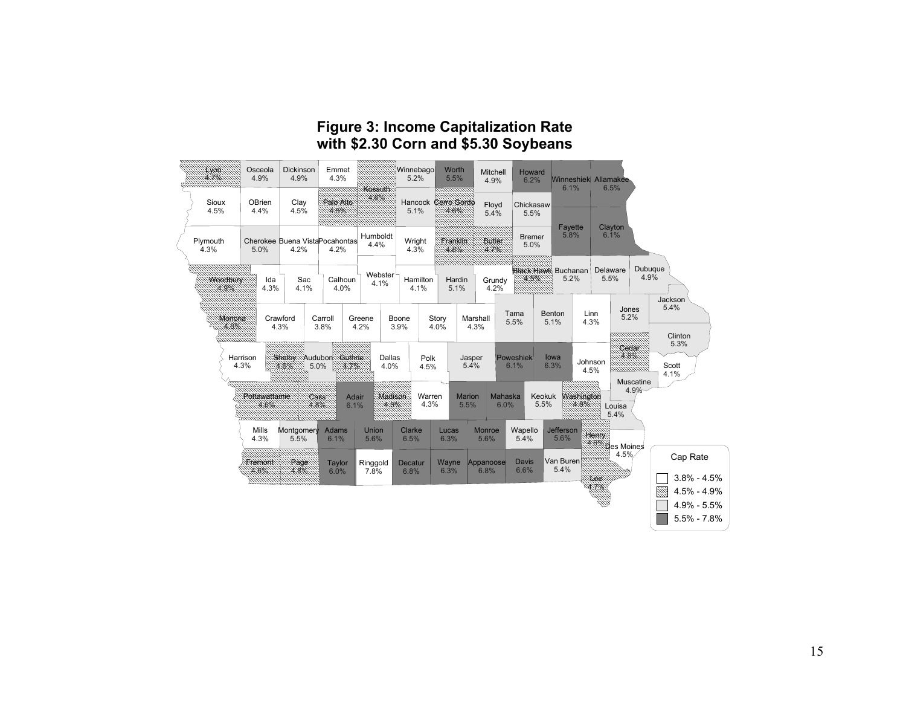**Figure 3: Income Capitalization Rate with $2.30 Corn and $5.30 Soybeans**

| County | Cap Rate |
| --- | --- |
| Lyon | 4.7% |
| Osceola | 4.9% |
| Dickinson | 4.9% |
| Emmet | 4.3% |
| Kossuth | 4.6% |
| Winnebago | 5.2% |
| Worth | 5.5% |
| Mitchell | 4.9% |
| Howard | 6.2% |
| Winneshiek | 6.1% |
| Allamakee | 6.5% |
| Sioux | 4.5% |
| OBrien | 4.4% |
| Clay | 4.5% |
| Palo Alto | 4.5% |
| Hancock | 5.1% |
| Cerro Gordo | 4.6% |
| Floyd | 5.4% |
| Chickasaw | 5.5% |
| Fayette | 5.8% |
| Clayton | 6.1% |
| Plymouth | 4.3% |
| Cherokee | 5.0% |
| Buena Vista | 4.2% |
| Pocahontas | 4.2% |
| Humboldt | 4.4% |
| Wright | 4.3% |
| Franklin | 4.8% |
| Butler | 4.7% |
| Bremer | 5.0% |
| Woodbury | 4.9% |
| Ida | 4.3% |
| Sac | 4.1% |
| Calhoun | 4.0% |
| Webster | 4.1% |
| Hamilton | 4.1% |
| Hardin | 5.1% |
| Grundy | 4.2% |
| Black Hawk | 4.5% |
| Buchanan | 5.2% |
| Delaware | 5.5% |
| Dubuque | 4.9% |
| Monona | 4.8% |
| Crawford | 4.3% |
| Carroll | 3.8% |
| Greene | 4.2% |
| Boone | 3.9% |
| Story | 4.0% |
| Marshall | 4.3% |
| Tama | 5.5% |
| Benton | 5.1% |
| Linn | 4.3% |
| Jones | 5.2% |
| Jackson | 5.4% |
| Clinton | 5.3% |
| Harrison | 4.3% |
| Shelby | 4.6% |
| Audubon | 5.0% |
| Guthrie | 4.7% |
| Dallas | 4.0% |
| Polk | 4.5% |
| Jasper | 5.4% |
| Poweshiek | 6.1% |
| Iowa | 6.3% |
| Johnson | 4.5% |
| Cedar | 4.8% |
| Scott | 4.1% |
| Muscatine | 4.9% |
| Pottawattamie | 4.6% |
| Cass | 4.8% |
| Adair | 6.1% |
| Madison | 4.5% |
| Warren | 4.3% |
| Marion | 5.5% |
| Mahaska | 6.0% |
| Keokuk | 5.5% |
| Washington | 4.8% |
| Louisa | 5.4% |
| Mills | 4.3% |
| Montgomery | 5.5% |
| Adams | 6.1% |
| Union | 5.6% |
| Clarke | 6.5% |
| Lucas | 6.3% |
| Monroe | 5.6% |
| Wapello | 5.4% |
| Jefferson | 5.6% |
| Henry | 4.6% |
| Des Moines | 4.5% |
| Fremont | 4.6% |
| Page | 4.8% |
| Taylor | 6.0% |
| Ringgold | 7.8% |
| Decatur | 6.8% |
| Wayne | 6.3% |
| Appanoose | 6.8% |
| Davis | 6.6% |
| Van Buren | 5.4% |
| Lee | 4.7% |

Cap Rate

- 3.8% - 4.5%
- 4.5% - 4.9%
- 4.9% - 5.5%
- 5.5% - 7.8%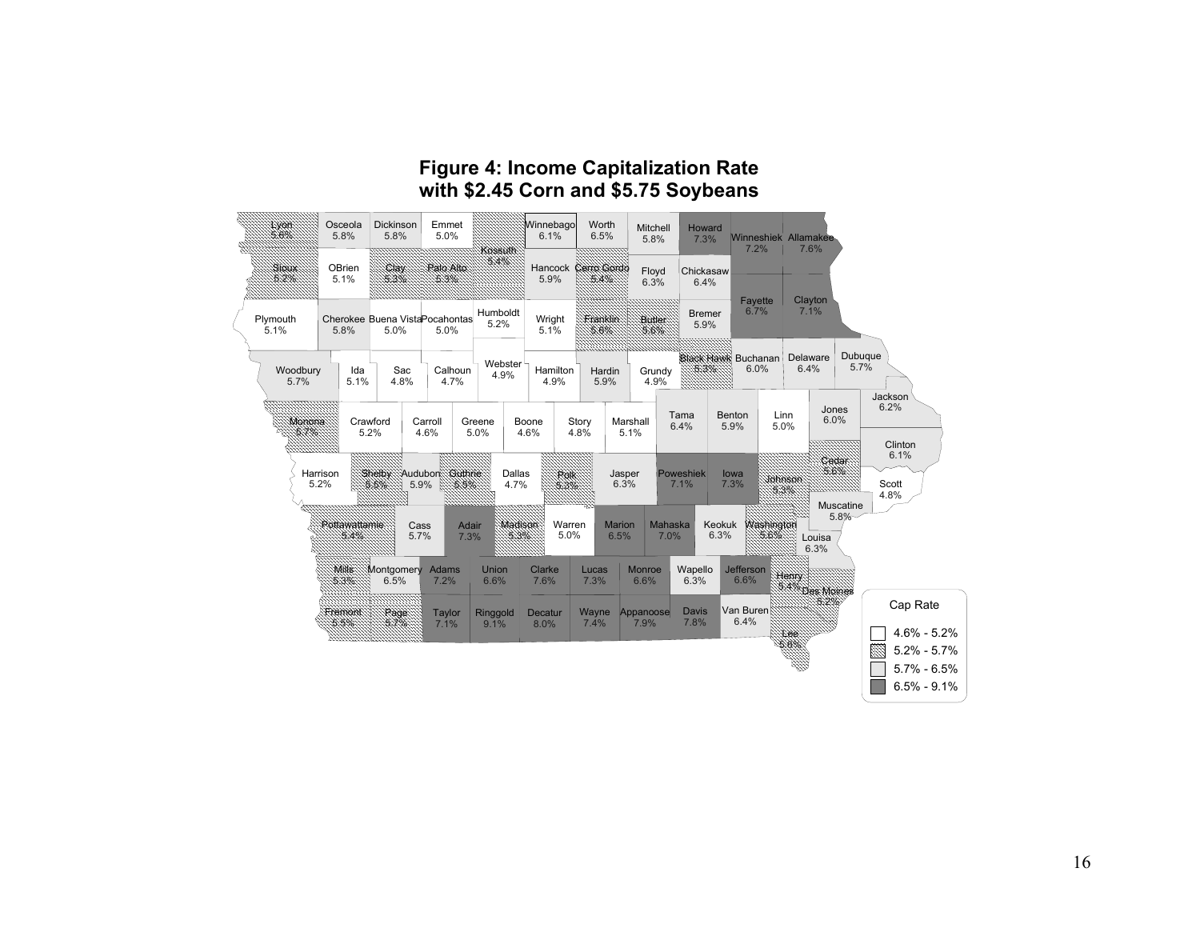**Figure 4: Income Capitalization Rate with $2.45 Corn and $5.75 Soybeans**

| County | Cap Rate |
| --- | --- |
| Lyon | 5.6% |
| Osceola | 5.8% |
| Dickinson | 5.8% |
| Emmet | 5.0% |
| Kossuth | 5.4% |
| Winnebago | 6.1% |
| Worth | 6.5% |
| Mitchell | 5.8% |
| Howard | 7.3% |
| Winneshiek | 7.2% |
| Allamakee | 7.6% |
| Sioux | 5.2% |
| OBrien | 5.1% |
| Clay | 5.3% |
| Palo Alto | 5.3% |
| Hancock | 5.9% |
| Cerro Gordo | 5.4% |
| Floyd | 6.3% |
| Chickasaw | 6.4% |
| Fayette | 6.7% |
| Clayton | 7.1% |
| Plymouth | 5.1% |
| Cherokee | 5.8% |
| Buena Vista | 5.0% |
| Pocahontas | 5.0% |
| Humboldt | 5.2% |
| Wright | 5.1% |
| Franklin | 5.6% |
| Butler | 5.6% |
| Bremer | 5.9% |
| Woodbury | 5.7% |
| Ida | 5.1% |
| Sac | 4.8% |
| Calhoun | 4.7% |
| Webster | 4.9% |
| Hamilton | 4.9% |
| Hardin | 5.9% |
| Grundy | 4.9% |
| Black Hawk | 5.3% |
| Buchanan | 6.0% |
| Delaware | 6.4% |
| Dubuque | 5.7% |
| Jackson | 6.2% |
| Monona | 5.7% |
| Crawford | 5.2% |
| Carroll | 4.6% |
| Greene | 5.0% |
| Boone | 4.6% |
| Story | 4.8% |
| Marshall | 5.1% |
| Tama | 6.4% |
| Benton | 5.9% |
| Linn | 5.0% |
| Jones | 6.0% |
| Clinton | 6.1% |
| Harrison | 5.2% |
| Shelby | 5.5% |
| Audubon | 5.9% |
| Guthrie | 5.5% |
| Dallas | 4.7% |
| Polk | 5.3% |
| Jasper | 6.3% |
| Poweshiek | 7.1% |
| Iowa | 7.3% |
| Johnson | 5.3% |
| Cedar | 5.6% |
| Scott | 4.8% |
| Muscatine | 5.8% |
| Pottawattamie | 5.4% |
| Cass | 5.7% |
| Adair | 7.3% |
| Madison | 5.3% |
| Warren | 5.0% |
| Marion | 6.5% |
| Mahaska | 7.0% |
| Keokuk | 6.3% |
| Washington | 5.6% |
| Louisa | 6.3% |
| Mills | 5.3% |
| Montgomery | 6.5% |
| Adams | 7.2% |
| Union | 6.6% |
| Clarke | 7.6% |
| Lucas | 7.3% |
| Monroe | 6.6% |
| Wapello | 6.3% |
| Jefferson | 6.6% |
| Henry | 5.4% |
| Des Moines | 5.2% |
| Fremont | 5.5% |
| Page | 5.7% |
| Taylor | 7.1% |
| Ringgold | 9.1% |
| Decatur | 8.0% |
| Wayne | 7.4% |
| Appanoose | 7.9% |
| Davis | 7.8% |
| Van Buren | 6.4% |
| Lee | 5.6% |

Cap Rate

- 4.6% - 5.2%
- 5.2% - 5.7%
- 5.7% - 6.5%
- 6.5% - 9.1%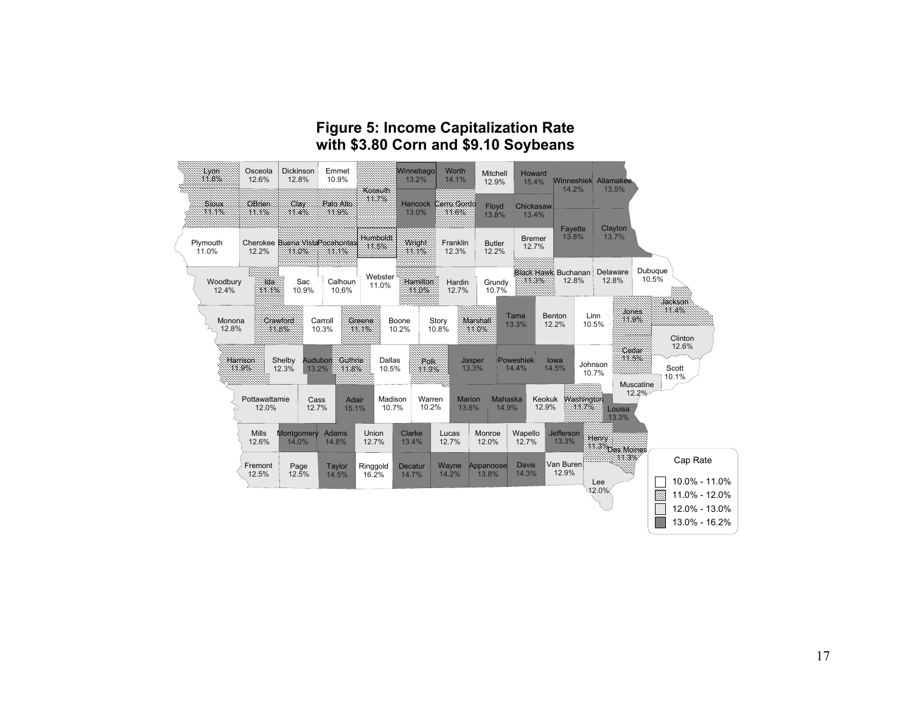# Figure 5: Income Capitalization Rate with $3.80 Corn and $9.10 Soybeans

| County | Cap Rate |
|---|---|
| Lyon | 11.8% |
| Osceola | 12.6% |
| Dickinson | 12.8% |
| Emmet | 10.9% |
| Kossuth | 11.7% |
| Winnebago | 13.2% |
| Worth | 14.1% |
| Mitchell | 12.9% |
| Howard | 15.4% |
| Winneshiek | 14.2% |
| Allamakee | 13.5% |
| Sioux | 11.1% |
| OBrien | 11.1% |
| Clay | 11.4% |
| Palo Alto | 11.9% |
| Hancock | 13.0% |
| Cerro Gordo | 11.6% |
| Floyd | 13.8% |
| Chickasaw | 13.4% |
| Fayette | 13.8% |
| Clayton | 13.7% |
| Plymouth | 11.0% |
| Cherokee | 12.2% |
| Buena Vista | 11.0% |
| Pocahontas | 11.1% |
| Humboldt | 11.5% |
| Wright | 11.1% |
| Franklin | 12.3% |
| Butler | 12.2% |
| Bremer | 12.7% |
| Black Hawk | 11.3% |
| Buchanan | 12.8% |
| Delaware | 12.8% |
| Dubuque | 10.5% |
| Woodbury | 12.4% |
| Ida | 11.1% |
| Sac | 10.9% |
| Calhoun | 10.6% |
| Webster | 11.0% |
| Hamilton | 11.0% |
| Hardin | 12.7% |
| Grundy | 10.7% |
| Jackson | 11.4% |
| Monona | 12.8% |
| Crawford | 11.8% |
| Carroll | 10.3% |
| Greene | 11.1% |
| Boone | 10.2% |
| Story | 10.8% |
| Marshall | 11.0% |
| Tama | 13.3% |
| Benton | 12.2% |
| Linn | 10.5% |
| Jones | 11.8% |
| Clinton | 12.6% |
| Harrison | 11.9% |
| Shelby | 12.3% |
| Audubon | 13.2% |
| Guthrie | 11.8% |
| Dallas | 10.5% |
| Polk | 11.9% |
| Jasper | 13.3% |
| Poweshiek | 14.4% |
| Iowa | 14.5% |
| Johnson | 10.7% |
| Cedar | 11.5% |
| Scott | 10.1% |
| Muscatine | 12.2% |
| Pottawattamie | 12.0% |
| Cass | 12.7% |
| Adair | 15.1% |
| Madison | 10.7% |
| Warren | 10.2% |
| Marion | 13.6% |
| Mahaska | 14.9% |
| Keokuk | 12.9% |
| Washington | 11.7% |
| Louisa | 13.3% |
| Mills | 12.6% |
| Montgomery | 14.0% |
| Adams | 14.8% |
| Union | 12.7% |
| Clarke | 13.4% |
| Lucas | 12.7% |
| Monroe | 12.0% |
| Wapello | 12.7% |
| Jefferson | 13.3% |
| Henry | 11.3% |
| Des Moines | 11.3% |
| Fremont | 12.5% |
| Page | 12.5% |
| Taylor | 14.5% |
| Ringgold | 16.2% |
| Decatur | 14.7% |
| Wayne | 14.2% |
| Appanoose | 13.8% |
| Davis | 14.3% |
| Van Buren | 12.9% |
| Lee | 12.0% |

Cap Rate

- 10.0% - 11.0%
- 11.0% - 12.0%
- 12.0% - 13.0%
- 13.0% - 16.2%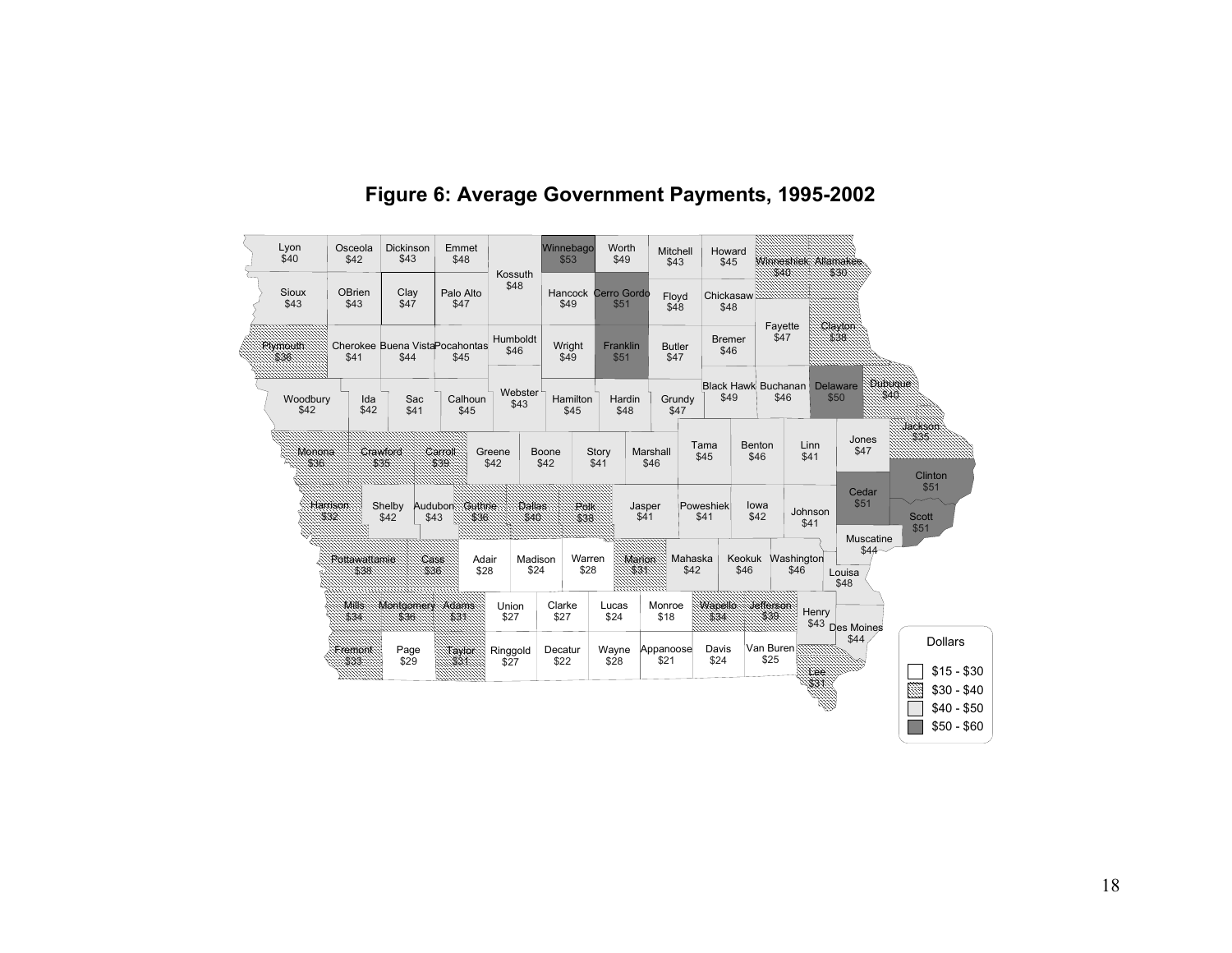**Figure 6: Average Government Payments, 1995-2002**

Lyon $40, Osceola $42, Dickinson $43, Emmet $48, Kossuth $48, Winnebago $53, Worth $49, Mitchell $43, Howard $45, Winneshiek $40, Allamakee $30

Sioux $43, OBrien $43, Clay $47, Palo Alto $47, Hancock $49, Cerro Gordo $51, Floyd $48, Chickasaw $48, Fayette $47, Clayton $38

Plymouth $36, Cherokee $41, Buena Vista $44, Pocahontas $45, Humboldt $46, Wright $49, Franklin $51, Butler $47, Bremer $46

Woodbury $42, Ida $42, Sac $41, Calhoun $45, Webster $43, Hamilton $45, Hardin $48, Grundy $47, Black Hawk $49, Buchanan $46, Delaware $50, Dubuque $40

Monona $36, Crawford $35, Carroll $39, Greene $42, Boone $42, Story $41, Marshall $46, Tama $45, Benton $46, Linn $41, Jones $47, Jackson $35

Harrison $32, Shelby $42, Audubon $43, Guthrie $36, Dallas $40, Polk $38, Jasper $41, Poweshiek $41, Iowa $42, Johnson $41, Cedar $51, Clinton $51, Scott $51

Pottawattamie $38, Cass $36, Adair $28, Madison $24, Warren $28, Marion $31, Mahaska $42, Keokuk $46, Washington $46, Muscatine $44, Louisa $48

Mills $34, Montgomery $36, Adams $31, Union $27, Clarke $27, Lucas $24, Monroe $18, Wapello $34, Jefferson $39, Henry $43, Des Moines $44

Fremont $33, Page $29, Taylor $31, Ringgold $27, Decatur $22, Wayne $28, Appanoose $21, Davis $24, Van Buren $25, Lee $31

Dollars

- $15 - $30
- $30 - $40
- $40 - $50
- $50 - $60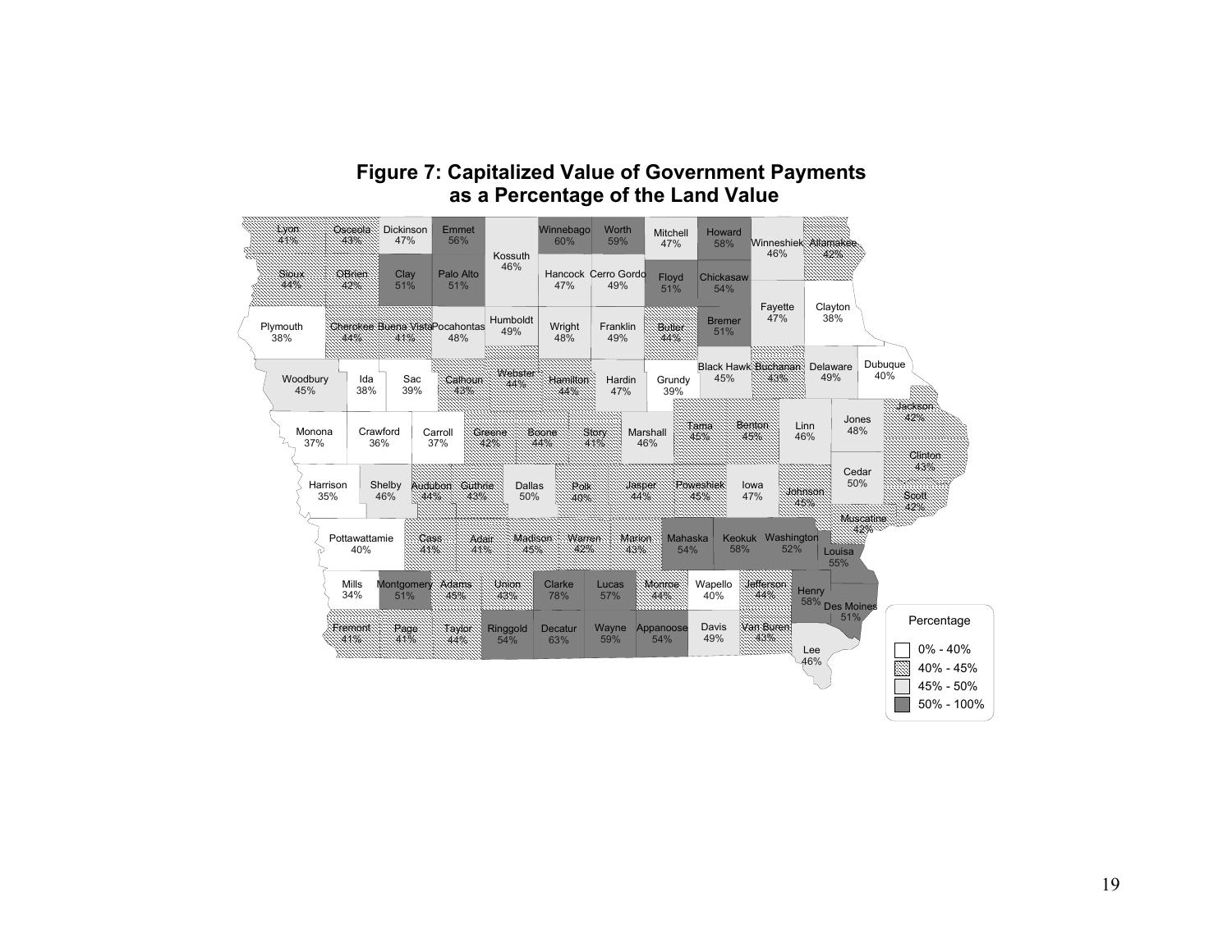**Figure 7: Capitalized Value of Government Payments as a Percentage of the Land Value**

| County | Percentage |
|---|---|
| Lyon | 41% |
| Osceola | 43% |
| Dickinson | 47% |
| Emmet | 56% |
| Kossuth | 46% |
| Winnebago | 60% |
| Worth | 59% |
| Mitchell | 47% |
| Howard | 58% |
| Winneshiek | 46% |
| Allamakee | 42% |
| Sioux | 44% |
| OBrien | 42% |
| Clay | 51% |
| Palo Alto | 51% |
| Hancock | 47% |
| Cerro Gordo | 49% |
| Floyd | 51% |
| Chickasaw | 54% |
| Fayette | 47% |
| Clayton | 38% |
| Plymouth | 38% |
| Cherokee | 44% |
| Buena Vista | 41% |
| Pocahontas | 48% |
| Humboldt | 49% |
| Wright | 48% |
| Franklin | 49% |
| Butler | 44% |
| Bremer | 51% |
| Black Hawk | 45% |
| Buchanan | 43% |
| Delaware | 49% |
| Dubuque | 40% |
| Woodbury | 45% |
| Ida | 38% |
| Sac | 39% |
| Calhoun | 43% |
| Webster | 44% |
| Hamilton | 44% |
| Hardin | 47% |
| Grundy | 39% |
| Jackson | 42% |
| Monona | 37% |
| Crawford | 36% |
| Carroll | 37% |
| Greene | 42% |
| Boone | 44% |
| Story | 41% |
| Marshall | 46% |
| Tama | 45% |
| Benton | 45% |
| Linn | 46% |
| Jones | 48% |
| Clinton | 43% |
| Harrison | 35% |
| Shelby | 46% |
| Audubon | 44% |
| Guthrie | 43% |
| Dallas | 50% |
| Polk | 40% |
| Jasper | 44% |
| Poweshiek | 45% |
| Iowa | 47% |
| Johnson | 45% |
| Cedar | 50% |
| Scott | 42% |
| Muscatine | 42% |
| Pottawattamie | 40% |
| Cass | 41% |
| Adair | 41% |
| Madison | 45% |
| Warren | 42% |
| Marion | 43% |
| Mahaska | 54% |
| Keokuk | 58% |
| Washington | 52% |
| Louisa | 55% |
| Mills | 34% |
| Montgomery | 51% |
| Adams | 45% |
| Union | 43% |
| Clarke | 78% |
| Lucas | 57% |
| Monroe | 44% |
| Wapello | 40% |
| Jefferson | 44% |
| Henry | 58% |
| Des Moines | 51% |
| Fremont | 41% |
| Page | 41% |
| Taylor | 44% |
| Ringgold | 54% |
| Decatur | 63% |
| Wayne | 59% |
| Appanoose | 54% |
| Davis | 49% |
| Van Buren | 43% |
| Lee | 46% |

Percentage legend: 0% - 40%; 40% - 45%; 45% - 50%; 50% - 100%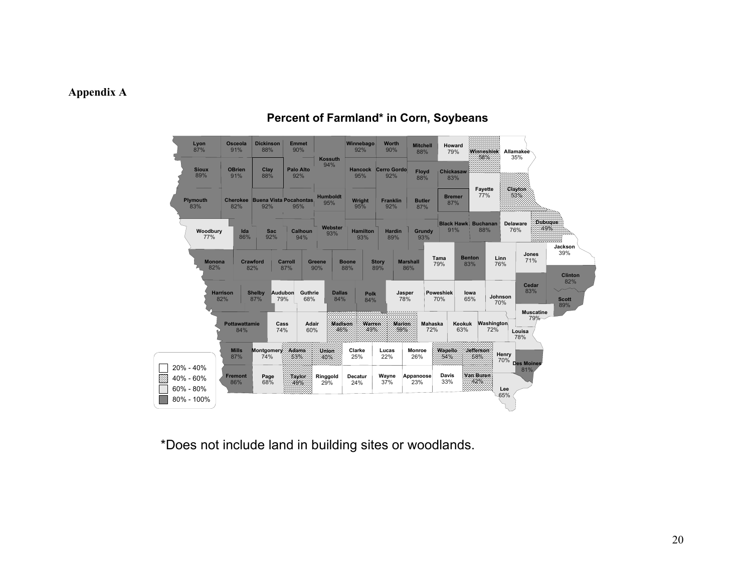## Appendix A

### Percent of Farmland* in Corn, Soybeans

| County | Percent |
|---|---|
| Lyon | 87% |
| Osceola | 91% |
| Dickinson | 88% |
| Emmet | 90% |
| Kossuth | 94% |
| Winnebago | 92% |
| Worth | 90% |
| Mitchell | 88% |
| Howard | 79% |
| Winneshiek | 56% |
| Allamakee | 35% |
| Sioux | 89% |
| OBrien | 91% |
| Clay | 88% |
| Palo Alto | 92% |
| Hancock | 95% |
| Cerro Gordo | 92% |
| Floyd | 88% |
| Chickasaw | 83% |
| Plymouth | 83% |
| Cherokee | 82% |
| Buena Vista | 92% |
| Pocahontas | 95% |
| Humboldt | 95% |
| Wright | 95% |
| Franklin | 92% |
| Butler | 87% |
| Bremer | 87% |
| Fayette | 77% |
| Clayton | 53% |
| Woodbury | 77% |
| Ida | 86% |
| Sac | 92% |
| Calhoun | 94% |
| Webster | 93% |
| Hamilton | 93% |
| Hardin | 89% |
| Grundy | 93% |
| Black Hawk | 91% |
| Buchanan | 88% |
| Delaware | 76% |
| Dubuque | 49% |
| Monona | 82% |
| Crawford | 82% |
| Carroll | 87% |
| Greene | 90% |
| Boone | 88% |
| Story | 89% |
| Marshall | 86% |
| Tama | 79% |
| Benton | 83% |
| Linn | 76% |
| Jones | 71% |
| Jackson | 39% |
| Harrison | 82% |
| Shelby | 87% |
| Audubon | 79% |
| Guthrie | 68% |
| Dallas | 84% |
| Polk | 84% |
| Jasper | 78% |
| Poweshiek | 70% |
| Iowa | 65% |
| Johnson | 70% |
| Cedar | 83% |
| Clinton | 82% |
| Scott | 89% |
| Pottawattamie | 84% |
| Cass | 74% |
| Adair | 60% |
| Madison | 46% |
| Warren | 49% |
| Marion | 59% |
| Mahaska | 72% |
| Keokuk | 63% |
| Washington | 72% |
| Muscatine | 79% |
| Louisa | 78% |
| Mills | 87% |
| Montgomery | 74% |
| Adams | 53% |
| Union | 40% |
| Clarke | 25% |
| Lucas | 22% |
| Monroe | 26% |
| Wapello | 54% |
| Jefferson | 58% |
| Henry | 70% |
| Des Moines | 81% |
| Fremont | 86% |
| Page | 68% |
| Taylor | 49% |
| Ringgold | 29% |
| Decatur | 24% |
| Wayne | 37% |
| Appanoose | 23% |
| Davis | 33% |
| Van Buren | 42% |
| Lee | 65% |

Legend: 20% - 40%; 40% - 60%; 60% - 80%; 80% - 100%

*Does not include land in building sites or woodlands.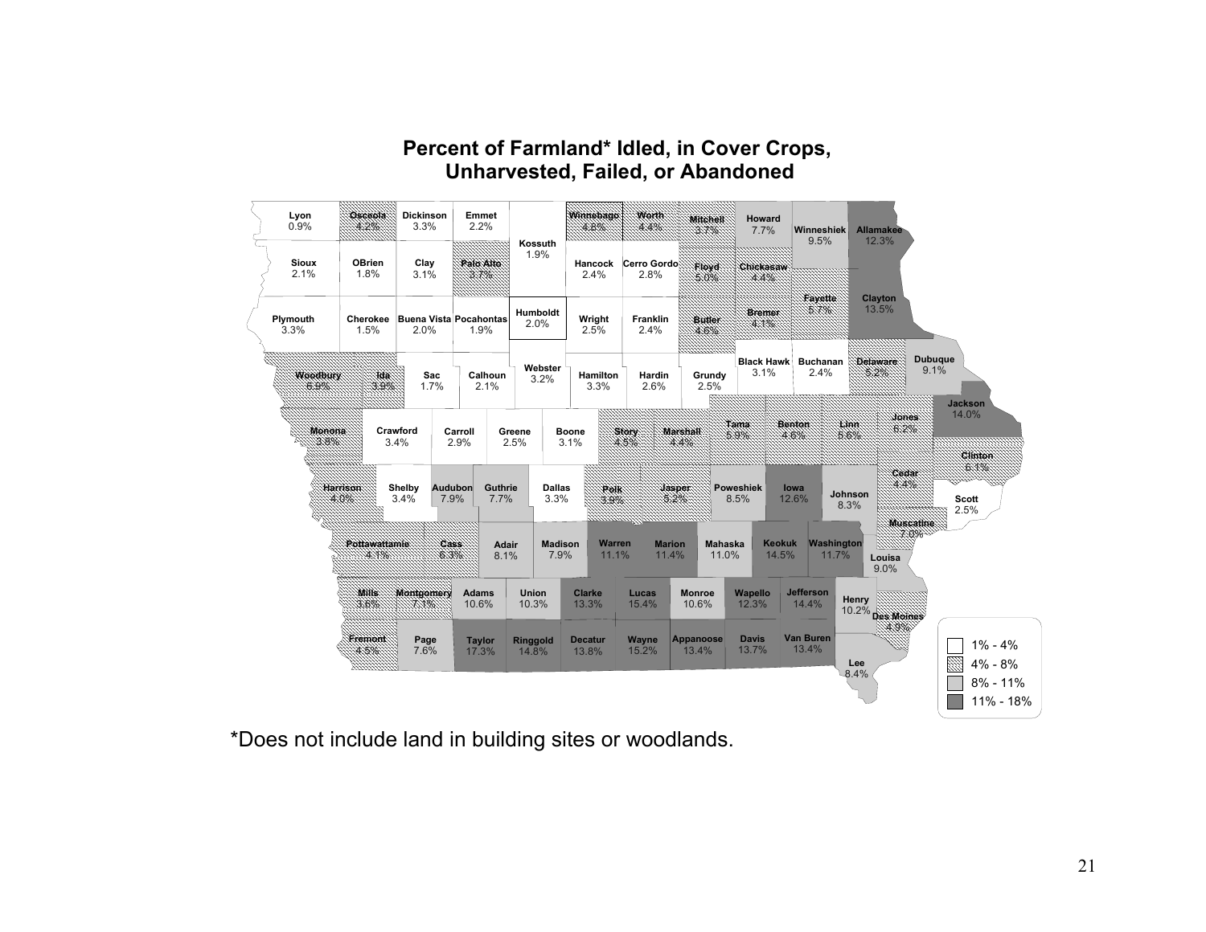## Percent of Farmland* Idled, in Cover Crops, Unharvested, Failed, or Abandoned

| County | Percent | County | Percent | County | Percent |
|---|---|---|---|---|---|
| Lyon | 0.9% | Osceola | 4.2% | Dickinson | 3.3% |
| Emmet | 2.2% | Kossuth | 1.9% | Winnebago | 4.8% |
| Worth | 4.4% | Mitchell | 3.7% | Howard | 7.7% |
| Winneshiek | 9.5% | Allamakee | 12.3% | Sioux | 2.1% |
| OBrien | 1.8% | Clay | 3.1% | Palo Alto | 3.7% |
| Hancock | 2.4% | Cerro Gordo | 2.8% | Floyd | 5.0% |
| Chickasaw | 4.4% | Fayette | 5.7% | Clayton | 13.5% |
| Plymouth | 3.3% | Cherokee | 1.5% | Buena Vista | 2.0% |
| Pocahontas | 1.9% | Humboldt | 2.0% | Wright | 2.5% |
| Franklin | 2.4% | Butler | 4.6% | Bremer | 4.1% |
| Black Hawk | 3.1% | Buchanan | 2.4% | Delaware | 5.2% |
| Dubuque | 9.1% | Woodbury | 6.9% | Ida | 3.9% |
| Sac | 1.7% | Calhoun | 2.1% | Webster | 3.2% |
| Hamilton | 3.3% | Hardin | 2.6% | Grundy | 2.5% |
| Jackson | 14.0% | Monona | 3.8% | Crawford | 3.4% |
| Carroll | 2.9% | Greene | 2.5% | Boone | 3.1% |
| Story | 4.5% | Marshall | 4.4% | Tama | 5.9% |
| Benton | 4.6% | Linn | 5.6% | Jones | 6.2% |
| Clinton | 6.1% | Harrison | 4.0% | Shelby | 3.4% |
| Audubon | 7.9% | Guthrie | 7.7% | Dallas | 3.3% |
| Polk | 3.9% | Jasper | 5.2% | Poweshiek | 8.5% |
| Iowa | 12.6% | Johnson | 8.3% | Cedar | 4.4% |
| Scott | 2.5% | Muscatine | 7.0% | Pottawattamie | 4.1% |
| Cass | 6.3% | Adair | 8.1% | Madison | 7.9% |
| Warren | 11.1% | Marion | 11.4% | Mahaska | 11.0% |
| Keokuk | 14.5% | Washington | 11.7% | Louisa | 9.0% |
| Mills | 3.6% | Montgomery | 7.1% | Adams | 10.6% |
| Union | 10.3% | Clarke | 13.3% | Lucas | 15.4% |
| Monroe | 10.6% | Wapello | 12.3% | Jefferson | 14.4% |
| Henry | 10.2% | Des Moines | 4.9% | Fremont | 4.5% |
| Page | 7.6% | Taylor | 17.3% | Ringgold | 14.8% |
| Decatur | 13.8% | Wayne | 15.2% | Appanoose | 13.4% |
| Davis | 13.7% | Van Buren | 13.4% | Lee | 8.4% |

Legend: 1% - 4%; 4% - 8%; 8% - 11%; 11% - 18%

*Does not include land in building sites or woodlands.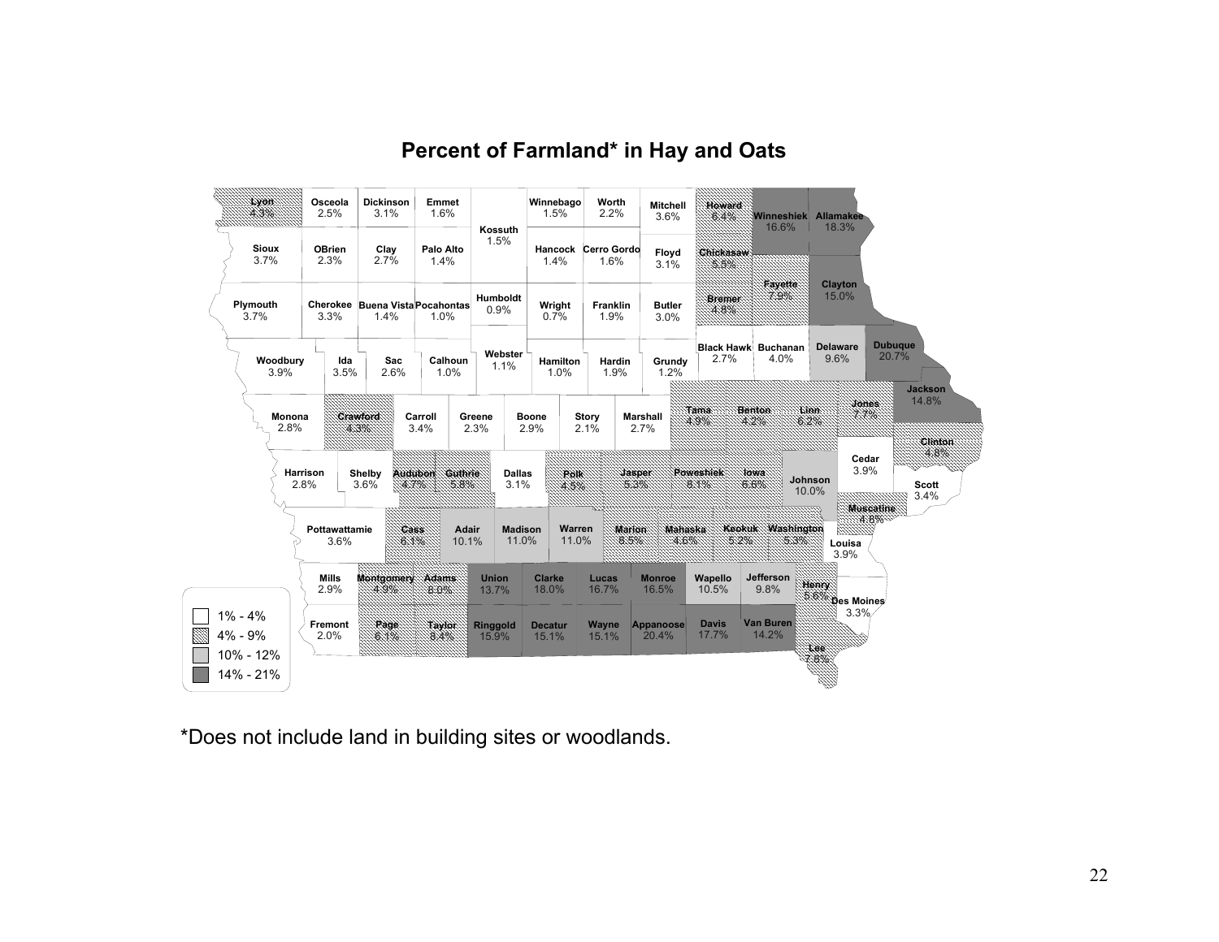# Percent of Farmland* in Hay and Oats

| County | Percent |
|---|---|
| Lyon | 4.3% |
| Osceola | 2.5% |
| Dickinson | 3.1% |
| Emmet | 1.6% |
| Kossuth | 1.5% |
| Winnebago | 1.5% |
| Worth | 2.2% |
| Mitchell | 3.6% |
| Howard | 6.4% |
| Winneshiek | 16.6% |
| Allamakee | 18.3% |
| Sioux | 3.7% |
| OBrien | 2.3% |
| Clay | 2.7% |
| Palo Alto | 1.4% |
| Hancock | 1.4% |
| Cerro Gordo | 1.6% |
| Floyd | 3.1% |
| Chickasaw | 5.5% |
| Fayette | 7.9% |
| Clayton | 15.0% |
| Plymouth | 3.7% |
| Cherokee | 3.3% |
| Buena Vista | 1.4% |
| Pocahontas | 1.0% |
| Humboldt | 0.9% |
| Wright | 0.7% |
| Franklin | 1.9% |
| Butler | 3.0% |
| Bremer | 4.8% |
| Black Hawk | 2.7% |
| Buchanan | 4.0% |
| Delaware | 9.6% |
| Dubuque | 20.7% |
| Woodbury | 3.9% |
| Ida | 3.5% |
| Sac | 2.6% |
| Calhoun | 1.0% |
| Webster | 1.1% |
| Hamilton | 1.0% |
| Hardin | 1.9% |
| Grundy | 1.2% |
| Jackson | 14.8% |
| Monona | 2.8% |
| Crawford | 4.3% |
| Carroll | 3.4% |
| Greene | 2.3% |
| Boone | 2.9% |
| Story | 2.1% |
| Marshall | 2.7% |
| Tama | 4.9% |
| Benton | 4.2% |
| Linn | 6.2% |
| Jones | 7.7% |
| Clinton | 4.8% |
| Harrison | 2.8% |
| Shelby | 3.6% |
| Audubon | 4.7% |
| Guthrie | 5.8% |
| Dallas | 3.1% |
| Polk | 4.5% |
| Jasper | 5.3% |
| Poweshiek | 8.1% |
| Iowa | 6.6% |
| Johnson | 10.0% |
| Cedar | 3.9% |
| Scott | 3.4% |
| Muscatine | 4.8% |
| Pottawattamie | 3.6% |
| Cass | 6.1% |
| Adair | 10.1% |
| Madison | 11.0% |
| Warren | 11.0% |
| Marion | 8.5% |
| Mahaska | 4.6% |
| Keokuk | 5.2% |
| Washington | 5.3% |
| Louisa | 3.9% |
| Mills | 2.9% |
| Montgomery | 4.9% |
| Adams | 8.0% |
| Union | 13.7% |
| Clarke | 18.0% |
| Lucas | 16.7% |
| Monroe | 16.5% |
| Wapello | 10.5% |
| Jefferson | 9.8% |
| Henry | 5.6% |
| Des Moines | 3.3% |
| Fremont | 2.0% |
| Page | 6.1% |
| Taylor | 8.4% |
| Ringgold | 15.9% |
| Decatur | 15.1% |
| Wayne | 15.1% |
| Appanoose | 20.4% |
| Davis | 17.7% |
| Van Buren | 14.2% |
| Lee | 7.8% |

Legend: 1% - 4%; 4% - 9%; 10% - 12%; 14% - 21%

*Does not include land in building sites or woodlands.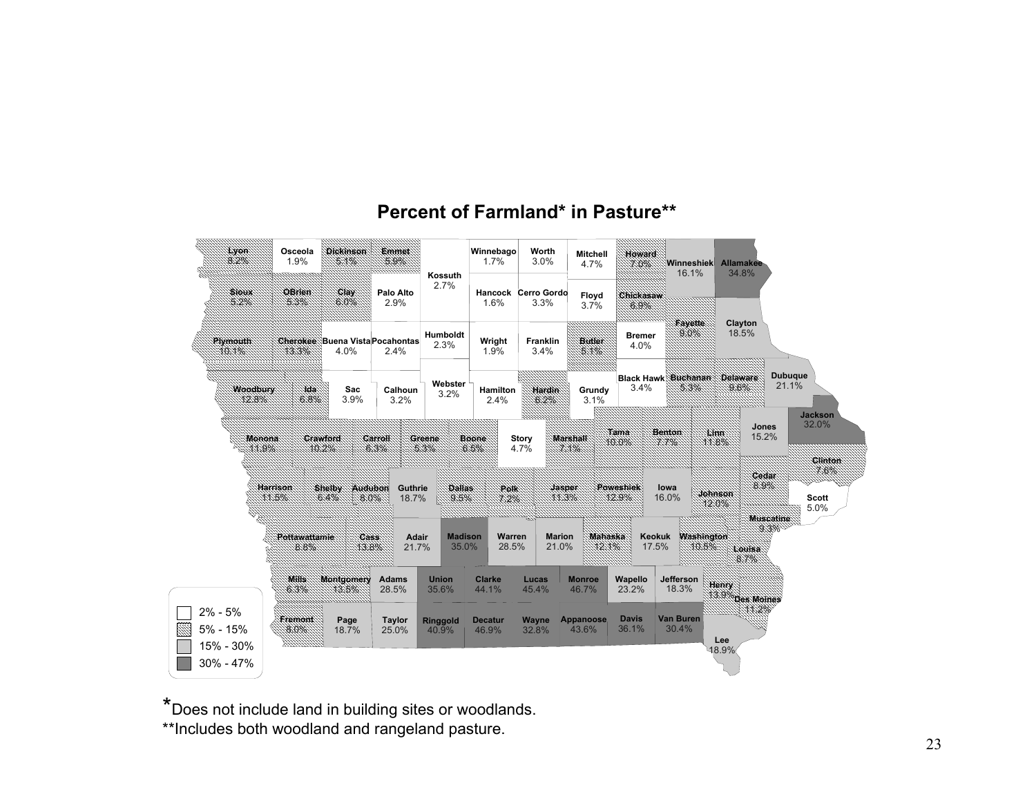## Percent of Farmland* in Pasture**

| County | Percent |
|---|---|
| Lyon | 8.2% |
| Osceola | 1.9% |
| Dickinson | 5.1% |
| Emmet | 5.9% |
| Kossuth | 2.7% |
| Winnebago | 1.7% |
| Worth | 3.0% |
| Mitchell | 4.7% |
| Howard | 7.0% |
| Winneshiek | 16.1% |
| Allamakee | 34.8% |
| Sioux | 5.2% |
| OBrien | 5.3% |
| Clay | 6.0% |
| Palo Alto | 2.9% |
| Hancock | 1.6% |
| Cerro Gordo | 3.3% |
| Floyd | 3.7% |
| Chickasaw | 6.9% |
| Fayette | 9.0% |
| Clayton | 18.5% |
| Plymouth | 10.1% |
| Cherokee | 13.3% |
| Buena Vista | 4.0% |
| Pocahontas | 2.4% |
| Humboldt | 2.3% |
| Wright | 1.9% |
| Franklin | 3.4% |
| Butler | 5.1% |
| Bremer | 4.0% |
| Black Hawk | 3.4% |
| Buchanan | 5.3% |
| Delaware | 9.6% |
| Dubuque | 21.1% |
| Woodbury | 12.8% |
| Ida | 6.8% |
| Sac | 3.9% |
| Calhoun | 3.2% |
| Webster | 3.2% |
| Hamilton | 2.4% |
| Hardin | 6.2% |
| Grundy | 3.1% |
| Jackson | 32.0% |
| Monona | 11.9% |
| Crawford | 10.2% |
| Carroll | 6.3% |
| Greene | 5.3% |
| Boone | 6.5% |
| Story | 4.7% |
| Marshall | 7.1% |
| Tama | 10.0% |
| Benton | 7.7% |
| Linn | 11.8% |
| Jones | 15.2% |
| Clinton | 7.6% |
| Harrison | 11.5% |
| Shelby | 6.4% |
| Audubon | 8.0% |
| Guthrie | 18.7% |
| Dallas | 9.5% |
| Polk | 7.2% |
| Jasper | 11.3% |
| Poweshiek | 12.9% |
| Iowa | 16.0% |
| Johnson | 12.0% |
| Cedar | 8.9% |
| Scott | 5.0% |
| Muscatine | 9.3% |
| Pottawattamie | 8.8% |
| Cass | 13.8% |
| Adair | 21.7% |
| Madison | 35.0% |
| Warren | 28.5% |
| Marion | 21.0% |
| Mahaska | 12.1% |
| Keokuk | 17.5% |
| Washington | 10.8% |
| Louisa | 8.7% |
| Mills | 6.3% |
| Montgomery | 13.5% |
| Adams | 28.5% |
| Union | 35.6% |
| Clarke | 44.1% |
| Lucas | 45.4% |
| Monroe | 46.7% |
| Wapello | 23.2% |
| Jefferson | 18.3% |
| Henry | 13.9% |
| Des Moines | 11.2% |
| Fremont | 8.0% |
| Page | 18.7% |
| Taylor | 25.0% |
| Ringgold | 40.9% |
| Decatur | 46.9% |
| Wayne | 32.8% |
| Appanoose | 43.6% |
| Davis | 36.1% |
| Van Buren | 30.4% |
| Lee | 18.9% |

Legend:
- 2% - 5%
- 5% - 15%
- 15% - 30%
- 30% - 47%

*Does not include land in building sites or woodlands.

**Includes both woodland and rangeland pasture.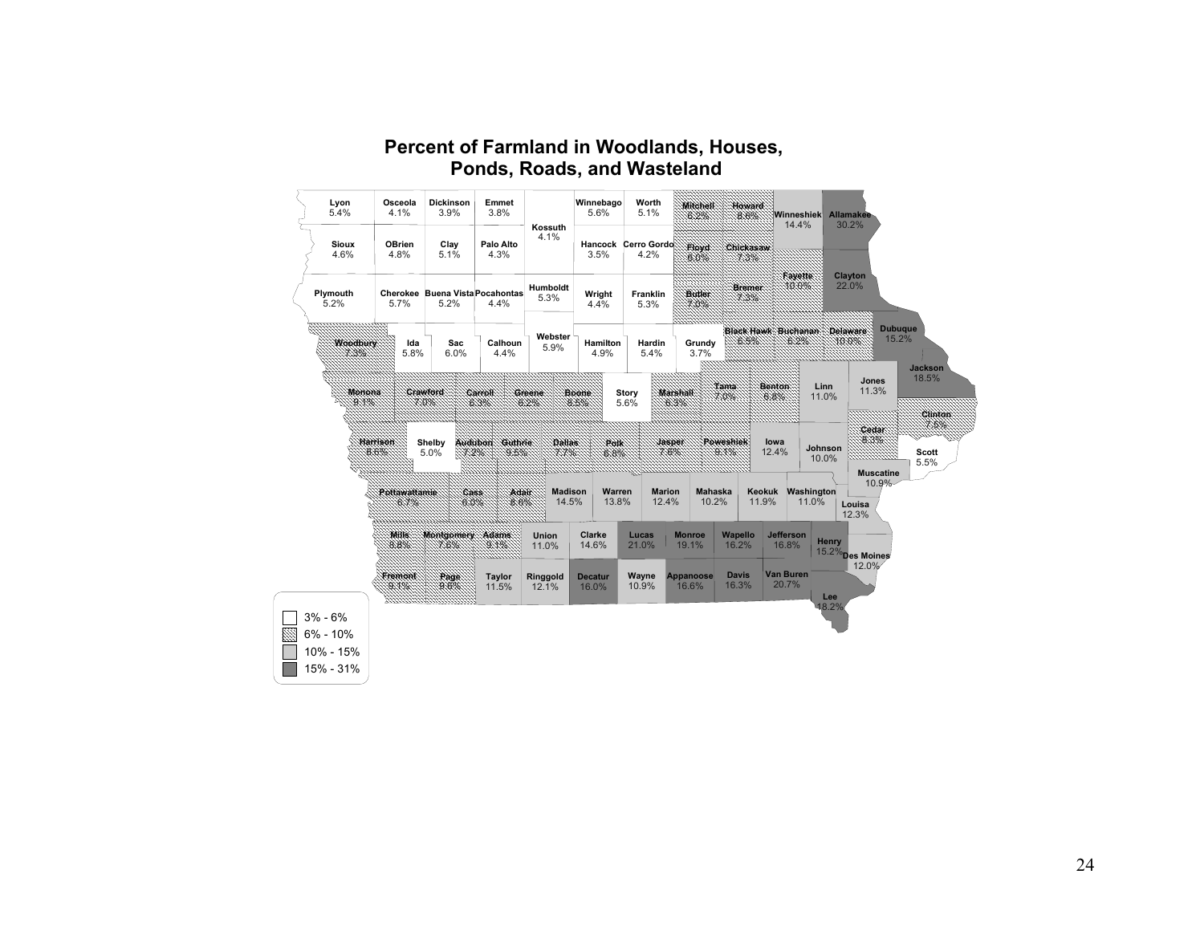# Percent of Farmland in Woodlands, Houses, Ponds, Roads, and Wasteland

Lyon 5.4%
Osceola 4.1%
Dickinson 3.9%
Emmet 3.8%
Kossuth 4.1%
Winnebago 5.6%
Worth 5.1%
Mitchell 6.2%
Howard 8.6%
Winneshiek 14.4%
Allamakee 30.2%
Sioux 4.6%
OBrien 4.8%
Clay 5.1%
Palo Alto 4.3%
Hancock 3.5%
Cerro Gordo 4.2%
Floyd 6.0%
Chickasaw 7.3%
Fayette 10.0%
Clayton 22.0%
Plymouth 5.2%
Cherokee 5.7%
Buena Vista 5.2%
Pocahontas 4.4%
Humboldt 5.3%
Wright 4.4%
Franklin 5.3%
Butler 7.0%
Bremer 7.3%
Black Hawk 6.5%
Buchanan 6.2%
Delaware 10.0%
Dubuque 15.2%
Woodbury 7.3%
Ida 5.8%
Sac 6.0%
Calhoun 4.4%
Webster 5.9%
Hamilton 4.9%
Hardin 5.4%
Grundy 3.7%
Jackson 18.5%
Monona 9.1%
Crawford 7.0%
Carroll 6.3%
Greene 6.2%
Boone 8.5%
Story 5.6%
Marshall 6.3%
Tama 7.0%
Benton 6.8%
Linn 11.0%
Jones 11.3%
Clinton 7.5%
Harrison 8.6%
Shelby 5.0%
Audubon 7.2%
Guthrie 9.5%
Dallas 7.7%
Polk 6.8%
Jasper 7.6%
Poweshiek 9.1%
Iowa 12.4%
Johnson 10.0%
Cedar 8.3%
Scott 5.5%
Muscatine 10.9%
Pottawattamie 6.7%
Cass 6.0%
Adair 8.6%
Madison 14.5%
Warren 13.8%
Marion 12.4%
Mahaska 10.2%
Keokuk 11.9%
Washington 11.0%
Louisa 12.3%
Mills 8.8%
Montgomery 7.6%
Adams 9.1%
Union 11.0%
Clarke 14.6%
Lucas 21.0%
Monroe 19.1%
Wapello 16.2%
Jefferson 16.8%
Henry 15.2%
Des Moines 12.0%
Fremont 9.1%
Page 9.6%
Taylor 11.5%
Ringgold 12.1%
Decatur 16.0%
Wayne 10.9%
Appanoose 16.6%
Davis 16.3%
Van Buren 20.7%
Lee 18.2%

3% - 6%
6% - 10%
10% - 15%
15% - 31%